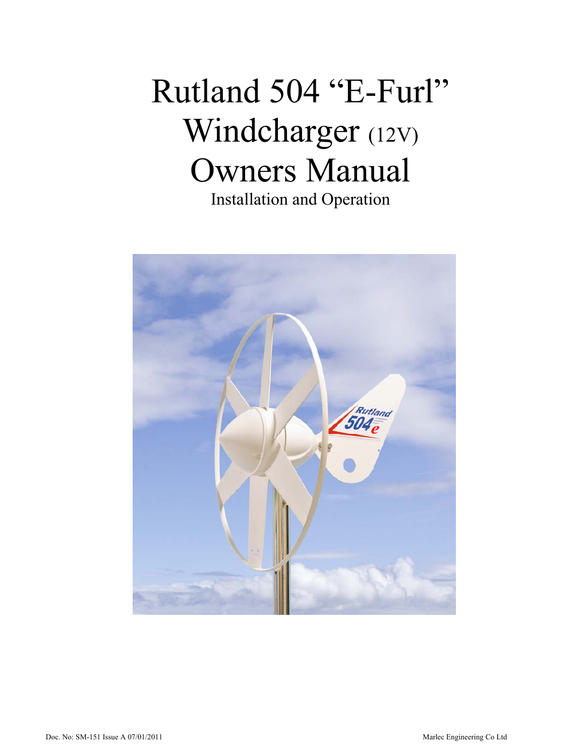# Rutland 504 “E-Furl” Windcharger (12V) Owners Manual

Installation and Operation

Doc. No: SM-151 Issue A 07/01/2011

Marlec Engineering Co Ltd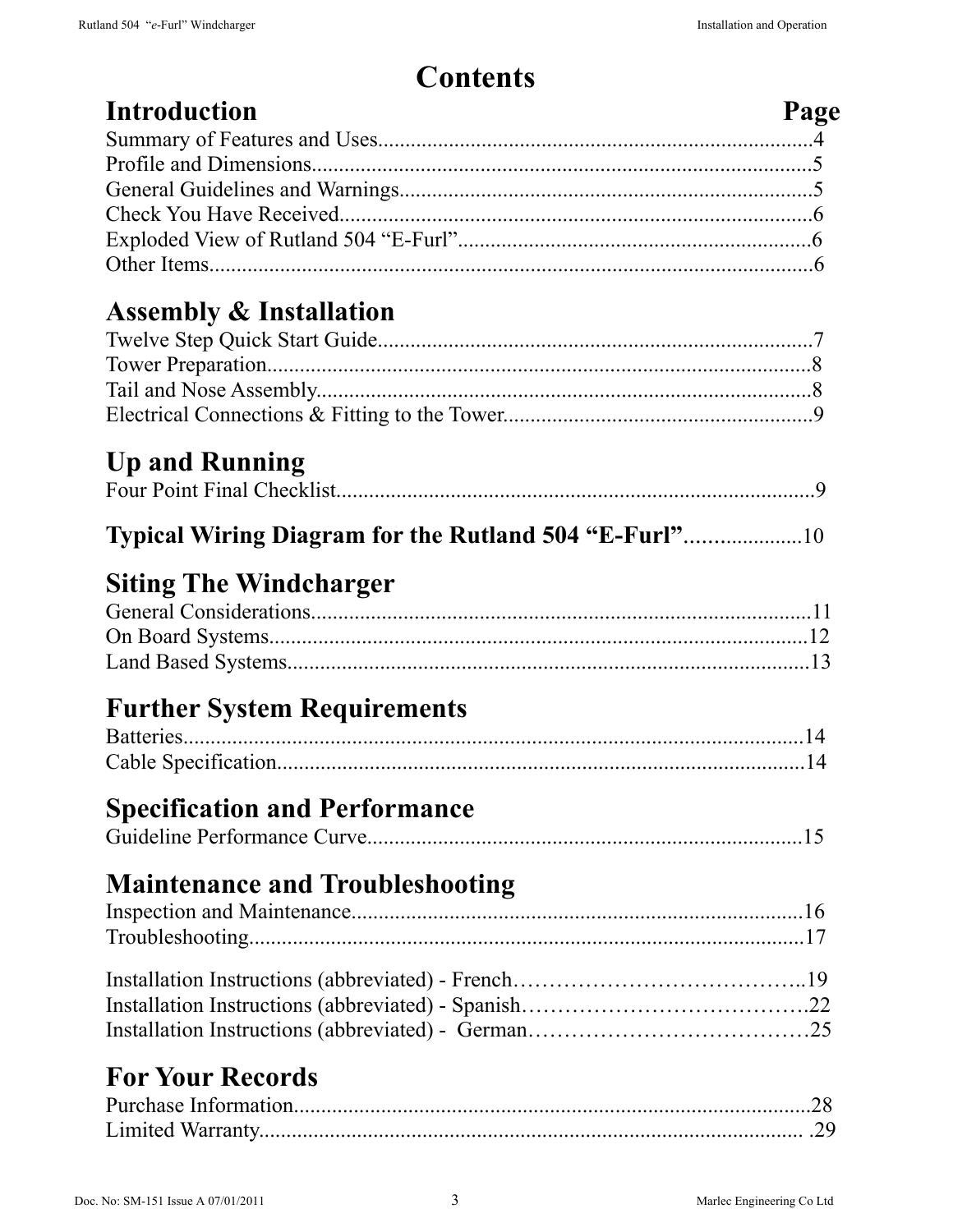# Contents

## Introduction — Page

Summary of Features and Uses................................................................................4
Profile and Dimensions..........................................................................................5
General Guidelines and Warnings..........................................................................5
Check You Have Received......................................................................................6
Exploded View of Rutland 504 “E-Furl”...............................................................6
Other Items.............................................................................................................6

## Assembly & Installation

Twelve Step Quick Start Guide...............................................................................7
Tower Preparation...................................................................................................8
Tail and Nose Assembly..........................................................................................8
Electrical Connections & Fitting to the Tower........................................................9

## Up and Running

Four Point Final Checklist.......................................................................................9

**Typical Wiring Diagram for the Rutland 504 “E-Furl”**....................10

## Siting The Windcharger

General Considerations..........................................................................................11
On Board Systems..................................................................................................12
Land Based Systems...............................................................................................13

## Further System Requirements

Batteries.................................................................................................................14
Cable Specification................................................................................................14

## Specification and Performance

Guideline Performance Curve................................................................................15

## Maintenance and Troubleshooting

Inspection and Maintenance...................................................................................16
Troubleshooting......................................................................................................17

Installation Instructions (abbreviated) - French…………………………………..19
Installation Instructions (abbreviated) - Spanish………………………………….22
Installation Instructions (abbreviated) - German…………………………………25

## For Your Records

Purchase Information.............................................................................................28
Limited Warranty................................................................................................... .29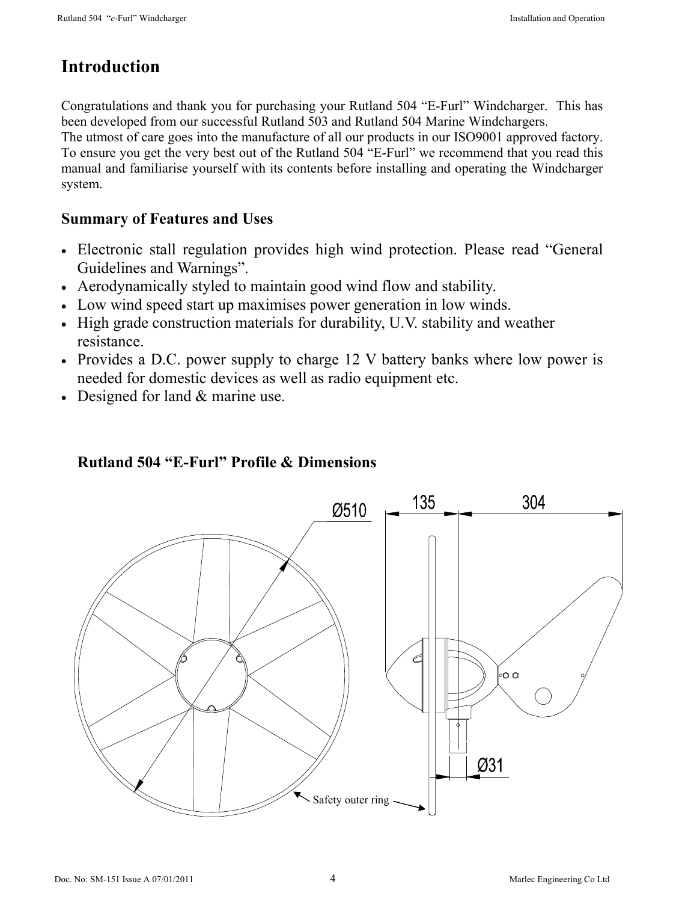# Introduction

Congratulations and thank you for purchasing your Rutland 504 "E-Furl" Windcharger. This has been developed from our successful Rutland 503 and Rutland 504 Marine Windchargers.
The utmost of care goes into the manufacture of all our products in our ISO9001 approved factory. To ensure you get the very best out of the Rutland 504 "E-Furl" we recommend that you read this manual and familiarise yourself with its contents before installing and operating the Windcharger system.

## Summary of Features and Uses

- Electronic stall regulation provides high wind protection. Please read "General Guidelines and Warnings".
- Aerodynamically styled to maintain good wind flow and stability.
- Low wind speed start up maximises power generation in low winds.
- High grade construction materials for durability, U.V. stability and weather resistance.
- Provides a D.C. power supply to charge 12 V battery banks where low power is needed for domestic devices as well as radio equipment etc.
- Designed for land & marine use.

## Rutland 504 "E-Furl" Profile & Dimensions

Ø510

135

304

Ø31

Safety outer ring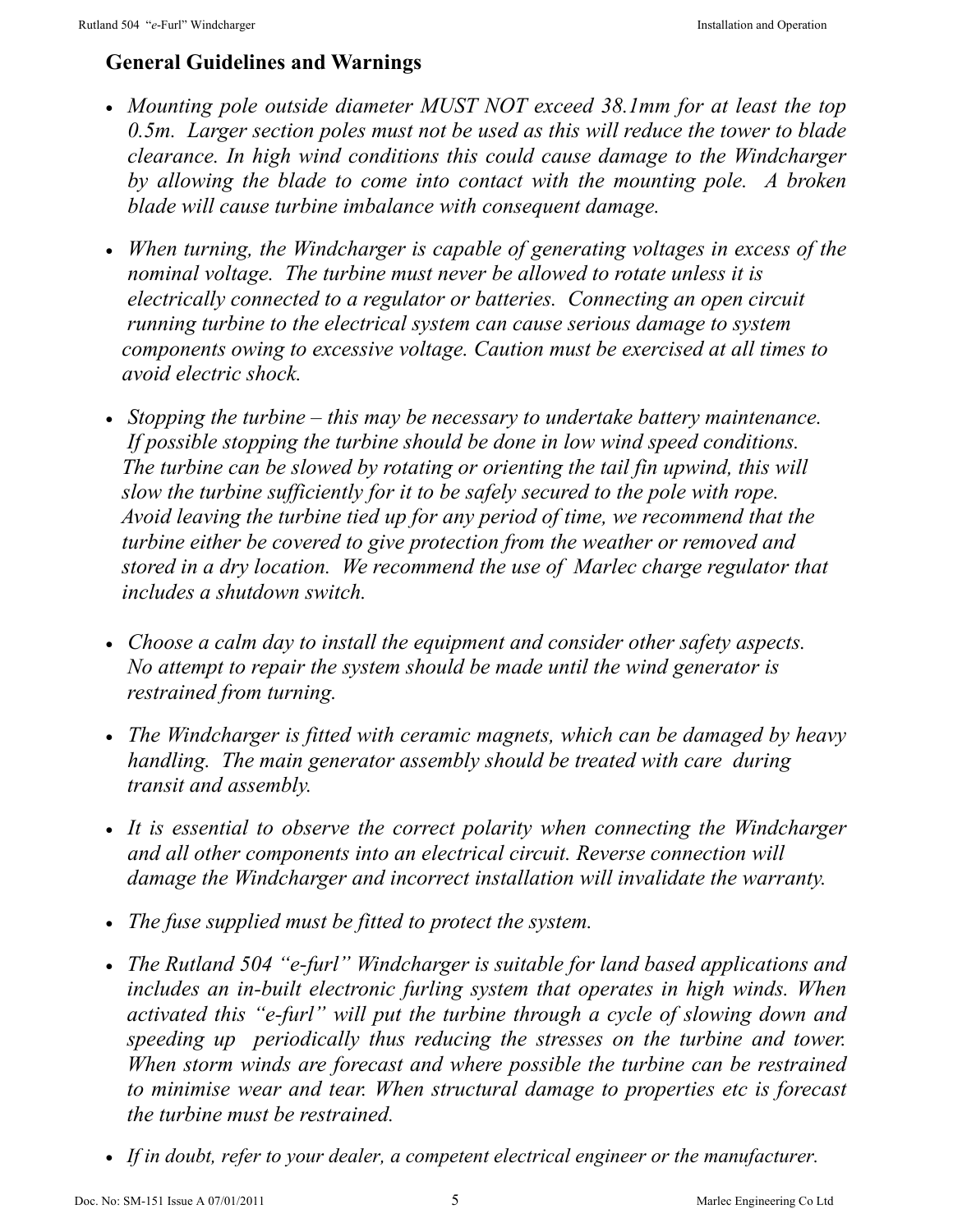## General Guidelines and Warnings

- *Mounting pole outside diameter MUST NOT exceed 38.1mm for at least the top 0.5m. Larger section poles must not be used as this will reduce the tower to blade clearance. In high wind conditions this could cause damage to the Windcharger by allowing the blade to come into contact with the mounting pole. A broken blade will cause turbine imbalance with consequent damage.*
- *When turning, the Windcharger is capable of generating voltages in excess of the nominal voltage. The turbine must never be allowed to rotate unless it is electrically connected to a regulator or batteries. Connecting an open circuit running turbine to the electrical system can cause serious damage to system components owing to excessive voltage. Caution must be exercised at all times to avoid electric shock.*
- *Stopping the turbine – this may be necessary to undertake battery maintenance. If possible stopping the turbine should be done in low wind speed conditions. The turbine can be slowed by rotating or orienting the tail fin upwind, this will slow the turbine sufficiently for it to be safely secured to the pole with rope. Avoid leaving the turbine tied up for any period of time, we recommend that the turbine either be covered to give protection from the weather or removed and stored in a dry location. We recommend the use of Marlec charge regulator that includes a shutdown switch.*
- *Choose a calm day to install the equipment and consider other safety aspects. No attempt to repair the system should be made until the wind generator is restrained from turning.*
- *The Windcharger is fitted with ceramic magnets, which can be damaged by heavy handling. The main generator assembly should be treated with care during transit and assembly.*
- *It is essential to observe the correct polarity when connecting the Windcharger and all other components into an electrical circuit. Reverse connection will damage the Windcharger and incorrect installation will invalidate the warranty.*
- *The fuse supplied must be fitted to protect the system.*
- *The Rutland 504 "e-furl" Windcharger is suitable for land based applications and includes an in-built electronic furling system that operates in high winds. When activated this "e-furl" will put the turbine through a cycle of slowing down and speeding up periodically thus reducing the stresses on the turbine and tower. When storm winds are forecast and where possible the turbine can be restrained to minimise wear and tear. When structural damage to properties etc is forecast the turbine must be restrained.*
- *If in doubt, refer to your dealer, a competent electrical engineer or the manufacturer.*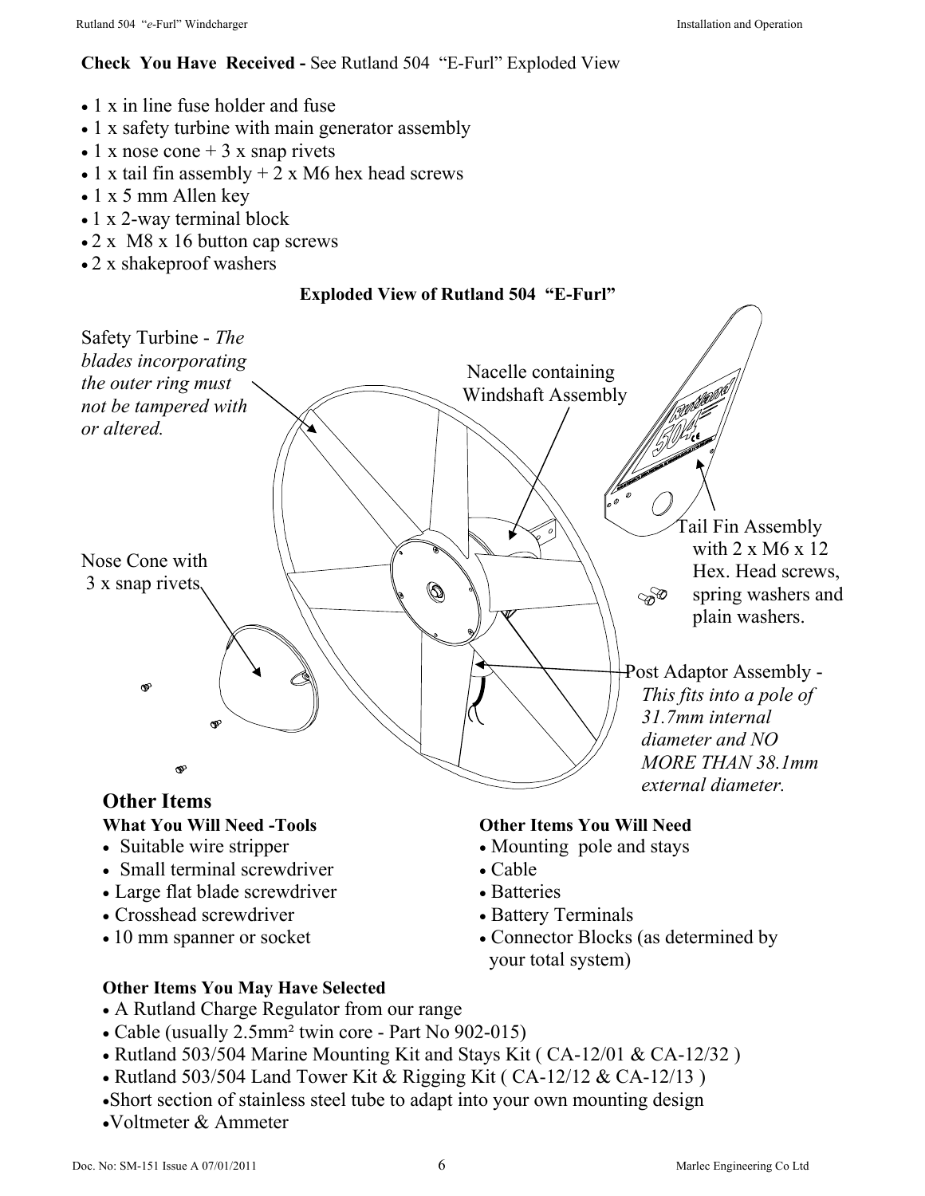**Check You Have Received -** See Rutland 504 "E-Furl" Exploded View

- 1 x in line fuse holder and fuse
- 1 x safety turbine with main generator assembly
- 1 x nose cone + 3 x snap rivets
- 1 x tail fin assembly + 2 x M6 hex head screws
- 1 x 5 mm Allen key
- 1 x 2-way terminal block
- 2 x M8 x 16 button cap screws
- 2 x shakeproof washers

**Exploded View of Rutland 504 "E-Furl"**

Safety Turbine - *The blades incorporating the outer ring must not be tampered with or altered.*

Nacelle containing Windshaft Assembly

Tail Fin Assembly with 2 x M6 x 12 Hex. Head screws, spring washers and plain washers.

Nose Cone with 3 x snap rivets

Post Adaptor Assembly - *This fits into a pole of 31.7mm internal diameter and NO MORE THAN 38.1mm external diameter.*

## Other Items

**What You Will Need -Tools**

- Suitable wire stripper
- Small terminal screwdriver
- Large flat blade screwdriver
- Crosshead screwdriver
- 10 mm spanner or socket

**Other Items You Will Need**

- Mounting pole and stays
- Cable
- Batteries
- Battery Terminals
- Connector Blocks (as determined by your total system)

**Other Items You May Have Selected**

- A Rutland Charge Regulator from our range
- Cable (usually 2.5mm² twin core - Part No 902-015)
- Rutland 503/504 Marine Mounting Kit and Stays Kit ( CA-12/01 & CA-12/32 )
- Rutland 503/504 Land Tower Kit & Rigging Kit ( CA-12/12 & CA-12/13 )
- Short section of stainless steel tube to adapt into your own mounting design
- Voltmeter & Ammeter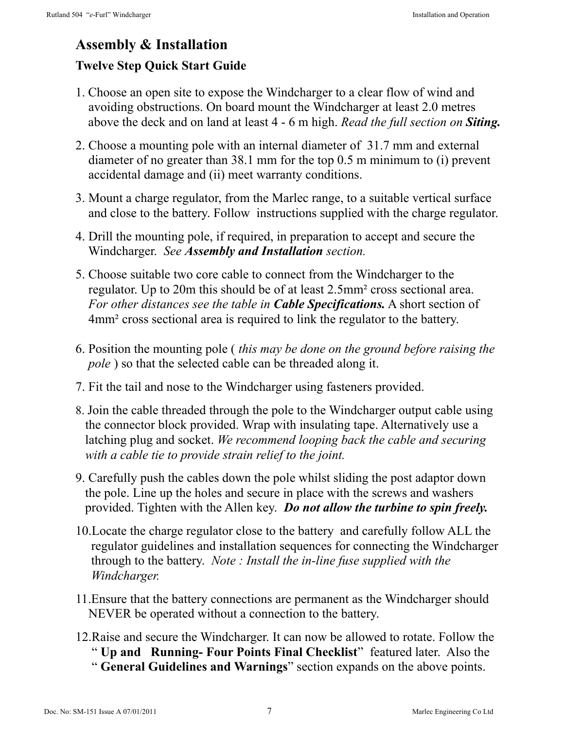## Assembly & Installation

### Twelve Step Quick Start Guide

1. Choose an open site to expose the Windcharger to a clear flow of wind and avoiding obstructions. On board mount the Windcharger at least 2.0 metres above the deck and on land at least 4 - 6 m high. *Read the full section on* ***Siting.***

2. Choose a mounting pole with an internal diameter of 31.7 mm and external diameter of no greater than 38.1 mm for the top 0.5 m minimum to (i) prevent accidental damage and (ii) meet warranty conditions.

3. Mount a charge regulator, from the Marlec range, to a suitable vertical surface and close to the battery. Follow instructions supplied with the charge regulator.

4. Drill the mounting pole, if required, in preparation to accept and secure the Windcharger. *See* ***Assembly and Installation*** *section.*

5. Choose suitable two core cable to connect from the Windcharger to the regulator. Up to 20m this should be of at least 2.5mm² cross sectional area. *For other distances see the table in* ***Cable Specifications.*** A short section of 4mm² cross sectional area is required to link the regulator to the battery.

6. Position the mounting pole ( *this may be done on the ground before raising the pole* ) so that the selected cable can be threaded along it.

7. Fit the tail and nose to the Windcharger using fasteners provided.

8. Join the cable threaded through the pole to the Windcharger output cable using the connector block provided. Wrap with insulating tape. Alternatively use a latching plug and socket. *We recommend looping back the cable and securing with a cable tie to provide strain relief to the joint.*

9. Carefully push the cables down the pole whilst sliding the post adaptor down the pole. Line up the holes and secure in place with the screws and washers provided. Tighten with the Allen key. ***Do not allow the turbine to spin freely.***

10. Locate the charge regulator close to the battery and carefully follow ALL the regulator guidelines and installation sequences for connecting the Windcharger through to the battery. *Note : Install the in-line fuse supplied with the Windcharger.*

11. Ensure that the battery connections are permanent as the Windcharger should NEVER be operated without a connection to the battery.

12. Raise and secure the Windcharger. It can now be allowed to rotate. Follow the " **Up and Running- Four Points Final Checklist**" featured later. Also the " **General Guidelines and Warnings**" section expands on the above points.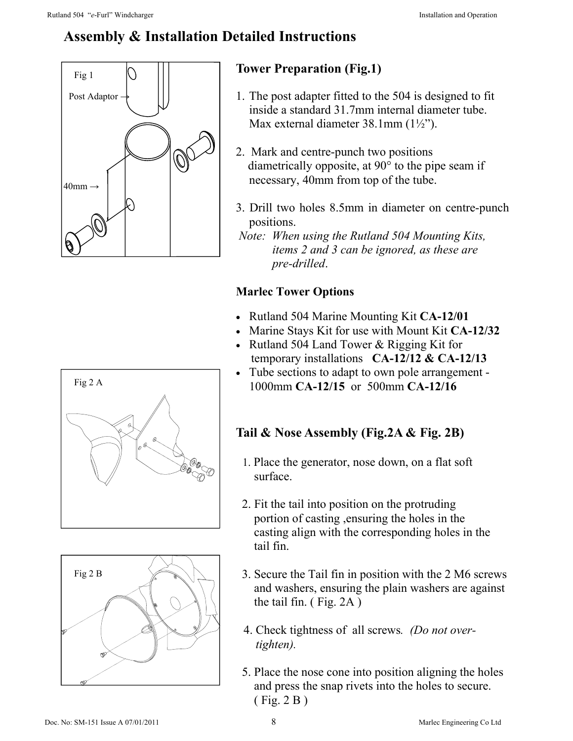# Assembly & Installation Detailed Instructions

Fig 1

Post Adaptor →

40mm →

## Tower Preparation (Fig.1)

1. The post adapter fitted to the 504 is designed to fit inside a standard 31.7mm internal diameter tube. Max external diameter 38.1mm (1½").

2. Mark and centre-punch two positions diametrically opposite, at 90° to the pipe seam if necessary, 40mm from top of the tube.

3. Drill two holes 8.5mm in diameter on centre-punch positions.

*Note: When using the Rutland 504 Mounting Kits, items 2 and 3 can be ignored, as these are pre-drilled.*

### Marlec Tower Options

- Rutland 504 Marine Mounting Kit **CA-12/01**
- Marine Stays Kit for use with Mount Kit **CA-12/32**
- Rutland 504 Land Tower & Rigging Kit for temporary installations **CA-12/12 & CA-12/13**
- Tube sections to adapt to own pole arrangement - 1000mm **CA-12/15** or 500mm **CA-12/16**

Fig 2 A

Fig 2 B

## Tail & Nose Assembly (Fig.2A & Fig. 2B)

1. Place the generator, nose down, on a flat soft surface.

2. Fit the tail into position on the protruding portion of casting ,ensuring the holes in the casting align with the corresponding holes in the tail fin.

3. Secure the Tail fin in position with the 2 M6 screws and washers, ensuring the plain washers are against the tail fin. ( Fig. 2A )

4. Check tightness of all screws. *(Do not over-tighten).*

5. Place the nose cone into position aligning the holes and press the snap rivets into the holes to secure. ( Fig. 2 B )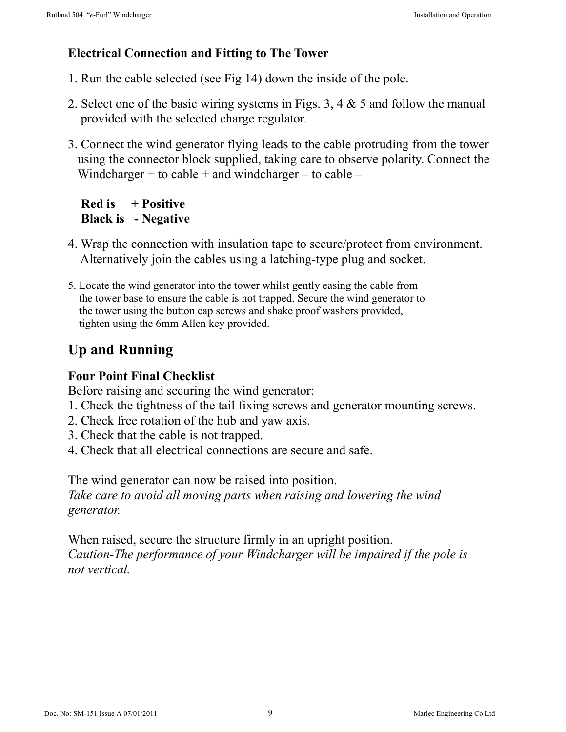### Electrical Connection and Fitting to The Tower

1. Run the cable selected (see Fig 14) down the inside of the pole.

2. Select one of the basic wiring systems in Figs. 3, 4 & 5 and follow the manual provided with the selected charge regulator.

3. Connect the wind generator flying leads to the cable protruding from the tower using the connector block supplied, taking care to observe polarity. Connect the Windcharger + to cable + and windcharger – to cable –

   **Red is + Positive**
   **Black is - Negative**

4. Wrap the connection with insulation tape to secure/protect from environment. Alternatively join the cables using a latching-type plug and socket.

5. Locate the wind generator into the tower whilst gently easing the cable from the tower base to ensure the cable is not trapped. Secure the wind generator to the tower using the button cap screws and shake proof washers provided, tighten using the 6mm Allen key provided.

## Up and Running

### Four Point Final Checklist

Before raising and securing the wind generator:
1. Check the tightness of the tail fixing screws and generator mounting screws.
2. Check free rotation of the hub and yaw axis.
3. Check that the cable is not trapped.
4. Check that all electrical connections are secure and safe.

The wind generator can now be raised into position.
*Take care to avoid all moving parts when raising and lowering the wind generator.*

When raised, secure the structure firmly in an upright position.
*Caution-The performance of your Windcharger will be impaired if the pole is not vertical.*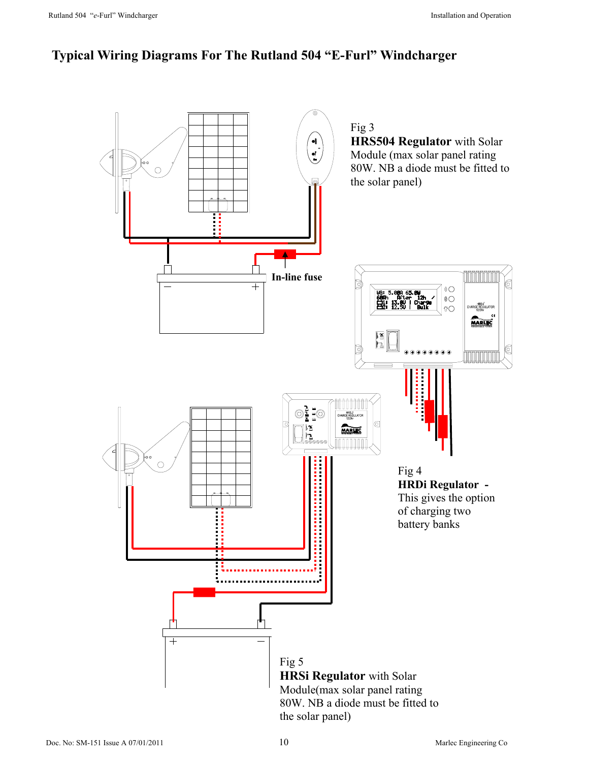# Typical Wiring Diagrams For The Rutland 504 "E-Furl" Windcharger

In-line fuse

Fig 3
**HRS504 Regulator** with Solar Module (max solar panel rating 80W. NB a diode must be fitted to the solar panel)

Fig 4
**HRDi Regulator** - This gives the option of charging two battery banks

Fig 5
**HRSi Regulator** with Solar Module(max solar panel rating 80W. NB a diode must be fitted to the solar panel)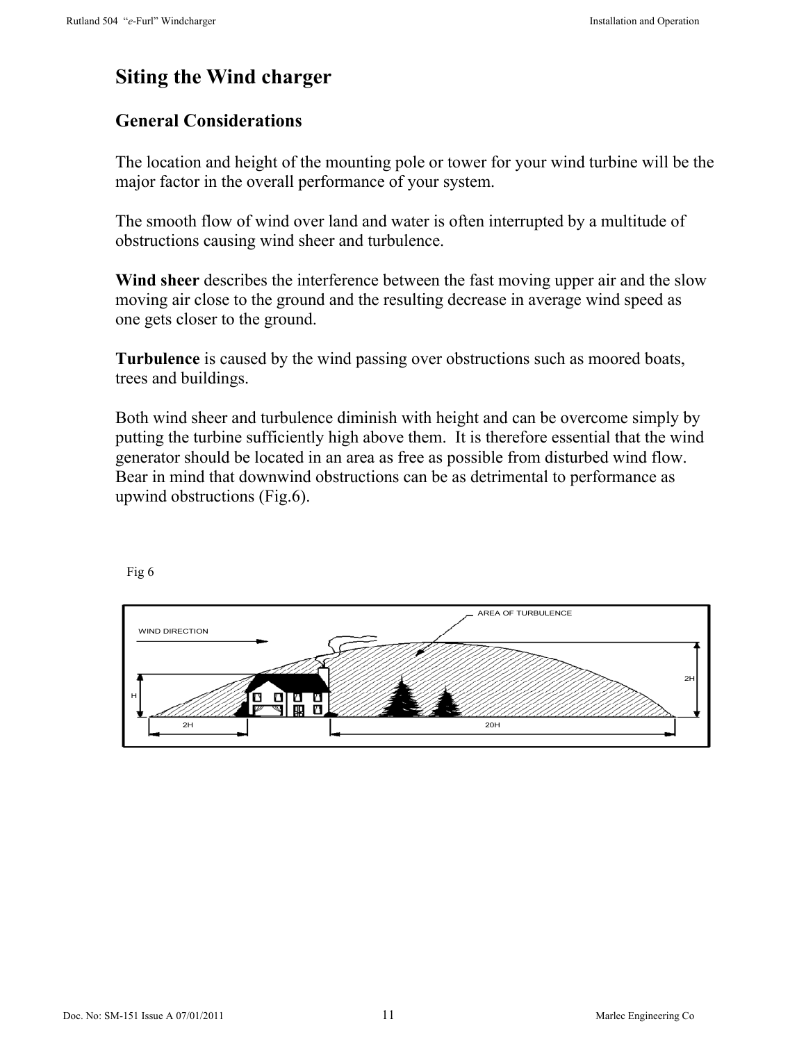# Siting the Wind charger

## General Considerations

The location and height of the mounting pole or tower for your wind turbine will be the major factor in the overall performance of your system.

The smooth flow of wind over land and water is often interrupted by a multitude of obstructions causing wind sheer and turbulence.

**Wind sheer** describes the interference between the fast moving upper air and the slow moving air close to the ground and the resulting decrease in average wind speed as one gets closer to the ground.

**Turbulence** is caused by the wind passing over obstructions such as moored boats, trees and buildings.

Both wind sheer and turbulence diminish with height and can be overcome simply by putting the turbine sufficiently high above them. It is therefore essential that the wind generator should be located in an area as free as possible from disturbed wind flow. Bear in mind that downwind obstructions can be as detrimental to performance as upwind obstructions (Fig.6).

Fig 6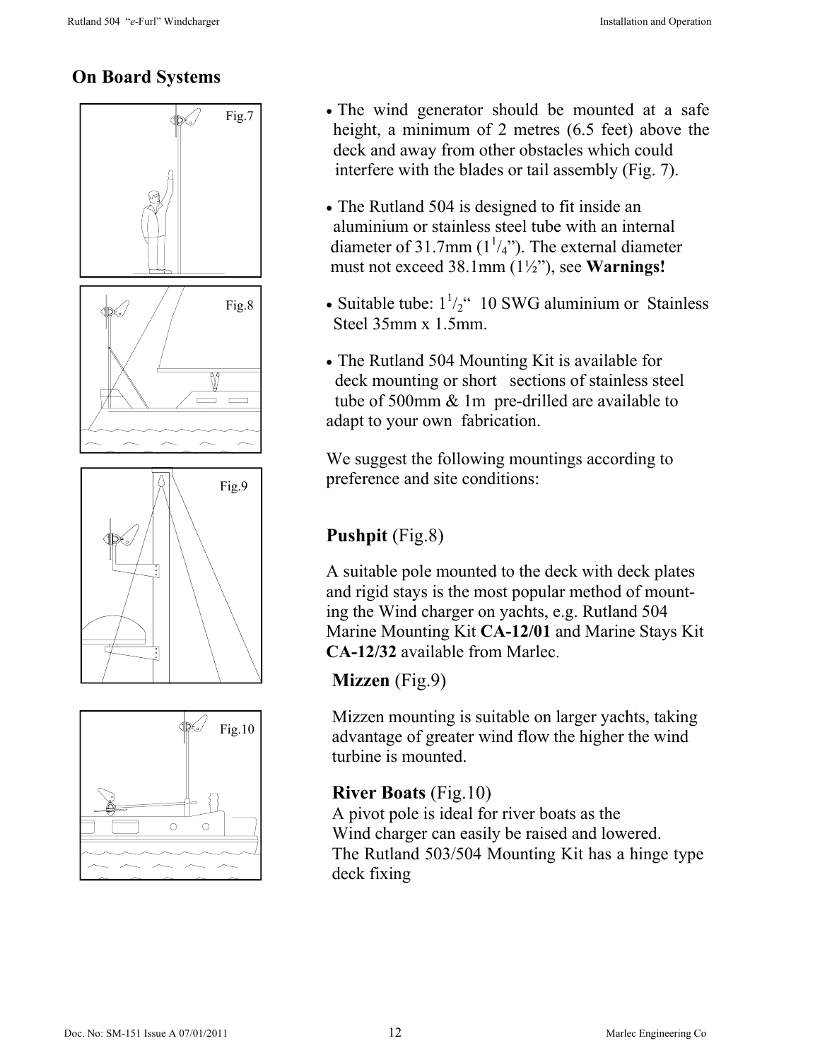## On Board Systems

Fig.7

Fig.8

Fig.9

Fig.10

- The wind generator should be mounted at a safe height, a minimum of 2 metres (6.5 feet) above the deck and away from other obstacles which could interfere with the blades or tail assembly (Fig. 7).
- The Rutland 504 is designed to fit inside an aluminium or stainless steel tube with an internal diameter of 31.7mm (1 1/4”). The external diameter must not exceed 38.1mm (1½”), see **Warnings!**
- Suitable tube: 1 1/2“ 10 SWG aluminium or Stainless Steel 35mm x 1.5mm.
- The Rutland 504 Mounting Kit is available for deck mounting or short sections of stainless steel tube of 500mm & 1m pre-drilled are available to adapt to your own fabrication.

We suggest the following mountings according to preference and site conditions:

**Pushpit** (Fig.8)

A suitable pole mounted to the deck with deck plates and rigid stays is the most popular method of mounting the Wind charger on yachts, e.g. Rutland 504 Marine Mounting Kit **CA-12/01** and Marine Stays Kit **CA-12/32** available from Marlec.

**Mizzen** (Fig.9)

Mizzen mounting is suitable on larger yachts, taking advantage of greater wind flow the higher the wind turbine is mounted.

**River Boats** (Fig.10)

A pivot pole is ideal for river boats as the Wind charger can easily be raised and lowered. The Rutland 503/504 Mounting Kit has a hinge type deck fixing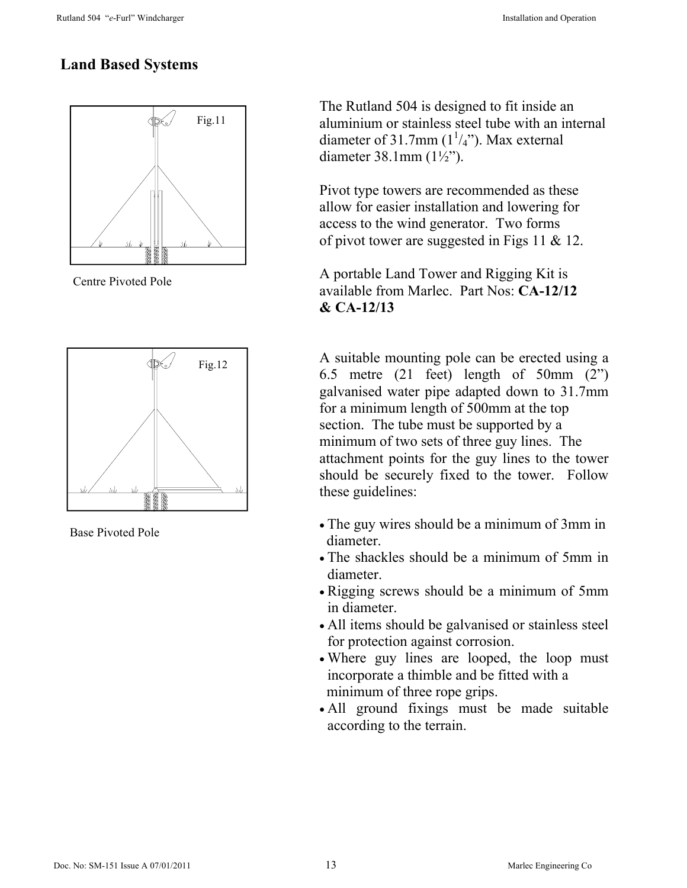## Land Based Systems

Fig.11

Centre Pivoted Pole

Fig.12

Base Pivoted Pole

The Rutland 504 is designed to fit inside an aluminium or stainless steel tube with an internal diameter of 31.7mm (1¼"). Max external diameter 38.1mm (1½").

Pivot type towers are recommended as these allow for easier installation and lowering for access to the wind generator. Two forms of pivot tower are suggested in Figs 11 & 12.

A portable Land Tower and Rigging Kit is available from Marlec. Part Nos: **CA-12/12 & CA-12/13**

A suitable mounting pole can be erected using a 6.5 metre (21 feet) length of 50mm (2") galvanised water pipe adapted down to 31.7mm for a minimum length of 500mm at the top section. The tube must be supported by a minimum of two sets of three guy lines. The attachment points for the guy lines to the tower should be securely fixed to the tower. Follow these guidelines:

- The guy wires should be a minimum of 3mm in diameter.
- The shackles should be a minimum of 5mm in diameter.
- Rigging screws should be a minimum of 5mm in diameter.
- All items should be galvanised or stainless steel for protection against corrosion.
- Where guy lines are looped, the loop must incorporate a thimble and be fitted with a minimum of three rope grips.
- All ground fixings must be made suitable according to the terrain.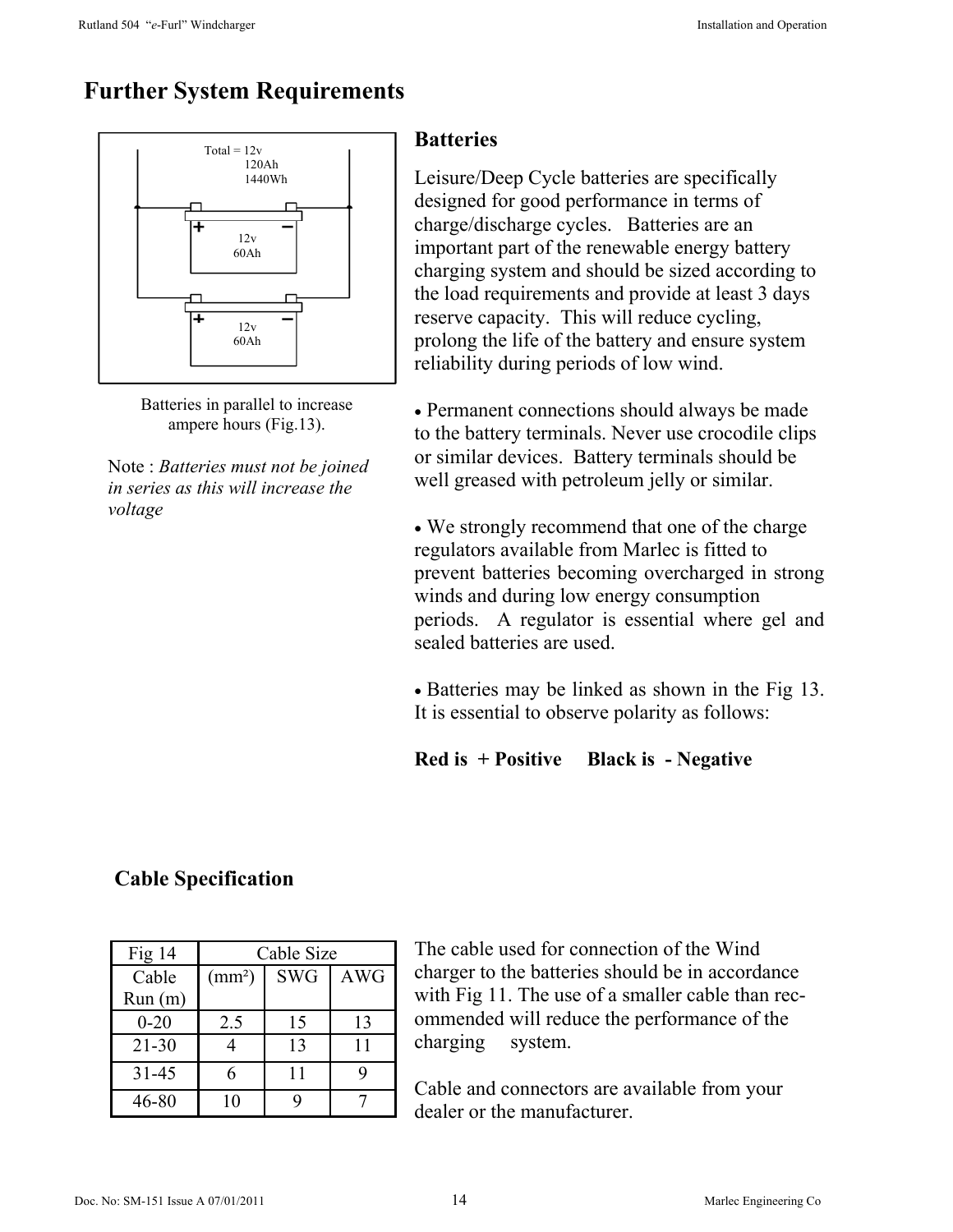# Further System Requirements

Total = 12v
120Ah
1440Wh

12v
60Ah

12v
60Ah

Batteries in parallel to increase ampere hours (Fig.13).

Note : *Batteries must not be joined in series as this will increase the voltage*

## Batteries

Leisure/Deep Cycle batteries are specifically designed for good performance in terms of charge/discharge cycles. Batteries are an important part of the renewable energy battery charging system and should be sized according to the load requirements and provide at least 3 days reserve capacity. This will reduce cycling, prolong the life of the battery and ensure system reliability during periods of low wind.

- Permanent connections should always be made to the battery terminals. Never use crocodile clips or similar devices. Battery terminals should be well greased with petroleum jelly or similar.

- We strongly recommend that one of the charge regulators available from Marlec is fitted to prevent batteries becoming overcharged in strong winds and during low energy consumption periods. A regulator is essential where gel and sealed batteries are used.

- Batteries may be linked as shown in the Fig 13. It is essential to observe polarity as follows:

**Red is + Positive     Black is - Negative**

## Cable Specification

| Fig 14 | Cable Size | | |
|---|---|---|---|
| Cable Run (m) | (mm²) | SWG | AWG |
| 0-20 | 2.5 | 15 | 13 |
| 21-30 | 4 | 13 | 11 |
| 31-45 | 6 | 11 | 9 |
| 46-80 | 10 | 9 | 7 |

The cable used for connection of the Wind charger to the batteries should be in accordance with Fig 11. The use of a smaller cable than recommended will reduce the performance of the charging system.

Cable and connectors are available from your dealer or the manufacturer.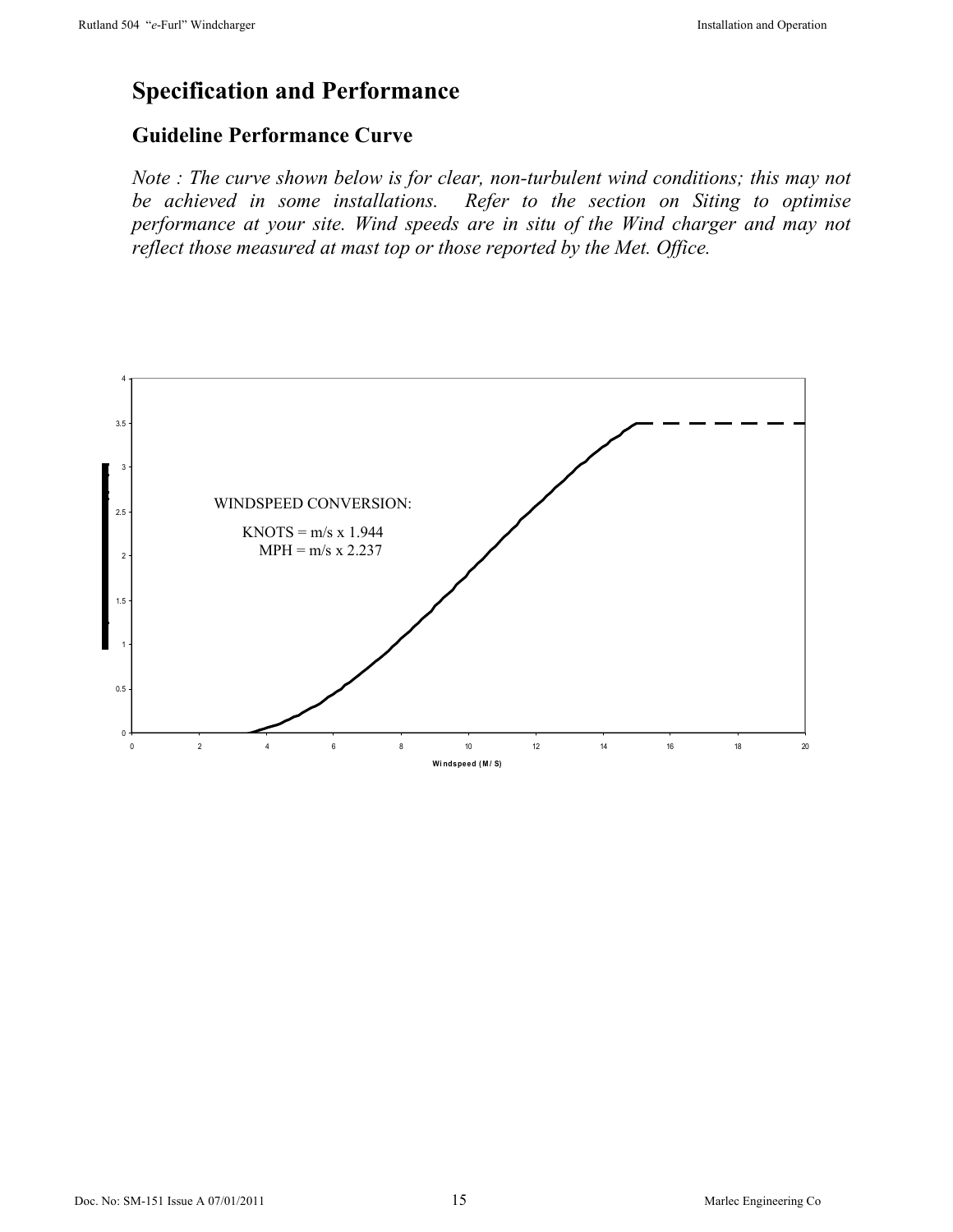# Specification and Performance

## Guideline Performance Curve

*Note : The curve shown below is for clear, non-turbulent wind conditions; this may not be achieved in some installations. Refer to the section on Siting to optimise performance at your site. Wind speeds are in situ of the Wind charger and may not reflect those measured at mast top or those reported by the Met. Office.*

WINDSPEED CONVERSION:

KNOTS = m/s x 1.944

MPH = m/s x 2.237

Windspeed (M/S)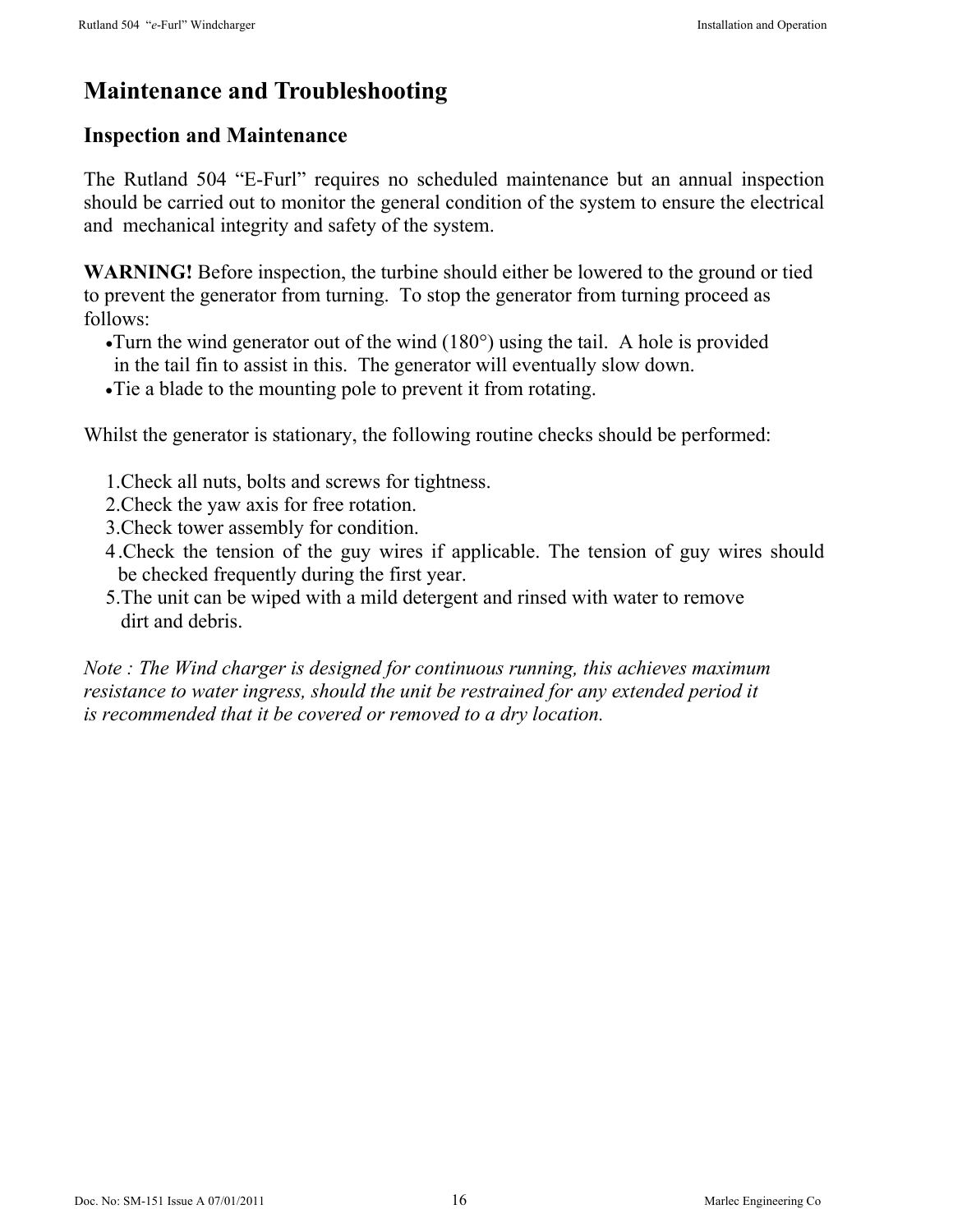# Maintenance and Troubleshooting

## Inspection and Maintenance

The Rutland 504 "E-Furl" requires no scheduled maintenance but an annual inspection should be carried out to monitor the general condition of the system to ensure the electrical and mechanical integrity and safety of the system.

**WARNING!** Before inspection, the turbine should either be lowered to the ground or tied to prevent the generator from turning. To stop the generator from turning proceed as follows:

- Turn the wind generator out of the wind (180°) using the tail. A hole is provided in the tail fin to assist in this. The generator will eventually slow down.
- Tie a blade to the mounting pole to prevent it from rotating.

Whilst the generator is stationary, the following routine checks should be performed:

1. Check all nuts, bolts and screws for tightness.
2. Check the yaw axis for free rotation.
3. Check tower assembly for condition.
4. Check the tension of the guy wires if applicable. The tension of guy wires should be checked frequently during the first year.
5. The unit can be wiped with a mild detergent and rinsed with water to remove dirt and debris.

*Note : The Wind charger is designed for continuous running, this achieves maximum resistance to water ingress, should the unit be restrained for any extended period it is recommended that it be covered or removed to a dry location.*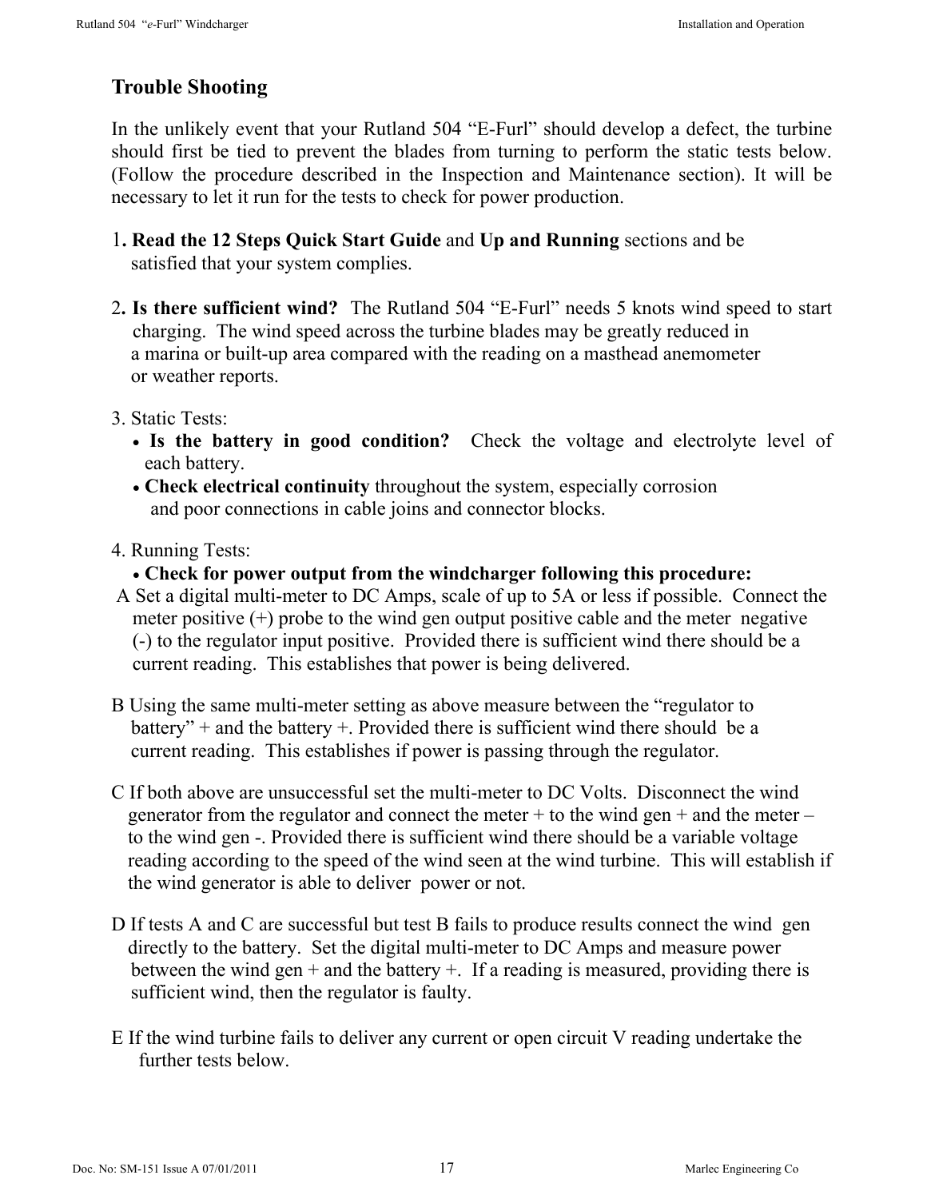## Trouble Shooting

In the unlikely event that your Rutland 504 "E-Furl" should develop a defect, the turbine should first be tied to prevent the blades from turning to perform the static tests below. (Follow the procedure described in the Inspection and Maintenance section). It will be necessary to let it run for the tests to check for power production.

1. **Read the 12 Steps Quick Start Guide** and **Up and Running** sections and be satisfied that your system complies.

2. **Is there sufficient wind?** The Rutland 504 "E-Furl" needs 5 knots wind speed to start charging. The wind speed across the turbine blades may be greatly reduced in a marina or built-up area compared with the reading on a masthead anemometer or weather reports.

3. Static Tests:
   - **Is the battery in good condition?** Check the voltage and electrolyte level of each battery.
   - **Check electrical continuity** throughout the system, especially corrosion and poor connections in cable joins and connector blocks.

4. Running Tests:
   - **Check for power output from the windcharger following this procedure:**

A Set a digital multi-meter to DC Amps, scale of up to 5A or less if possible. Connect the meter positive (+) probe to the wind gen output positive cable and the meter negative (-) to the regulator input positive. Provided there is sufficient wind there should be a current reading. This establishes that power is being delivered.

B Using the same multi-meter setting as above measure between the "regulator to battery" + and the battery +. Provided there is sufficient wind there should be a current reading. This establishes if power is passing through the regulator.

C If both above are unsuccessful set the multi-meter to DC Volts. Disconnect the wind generator from the regulator and connect the meter + to the wind gen + and the meter – to the wind gen -. Provided there is sufficient wind there should be a variable voltage reading according to the speed of the wind seen at the wind turbine. This will establish if the wind generator is able to deliver power or not.

D If tests A and C are successful but test B fails to produce results connect the wind gen directly to the battery. Set the digital multi-meter to DC Amps and measure power between the wind gen + and the battery +. If a reading is measured, providing there is sufficient wind, then the regulator is faulty.

E If the wind turbine fails to deliver any current or open circuit V reading undertake the further tests below.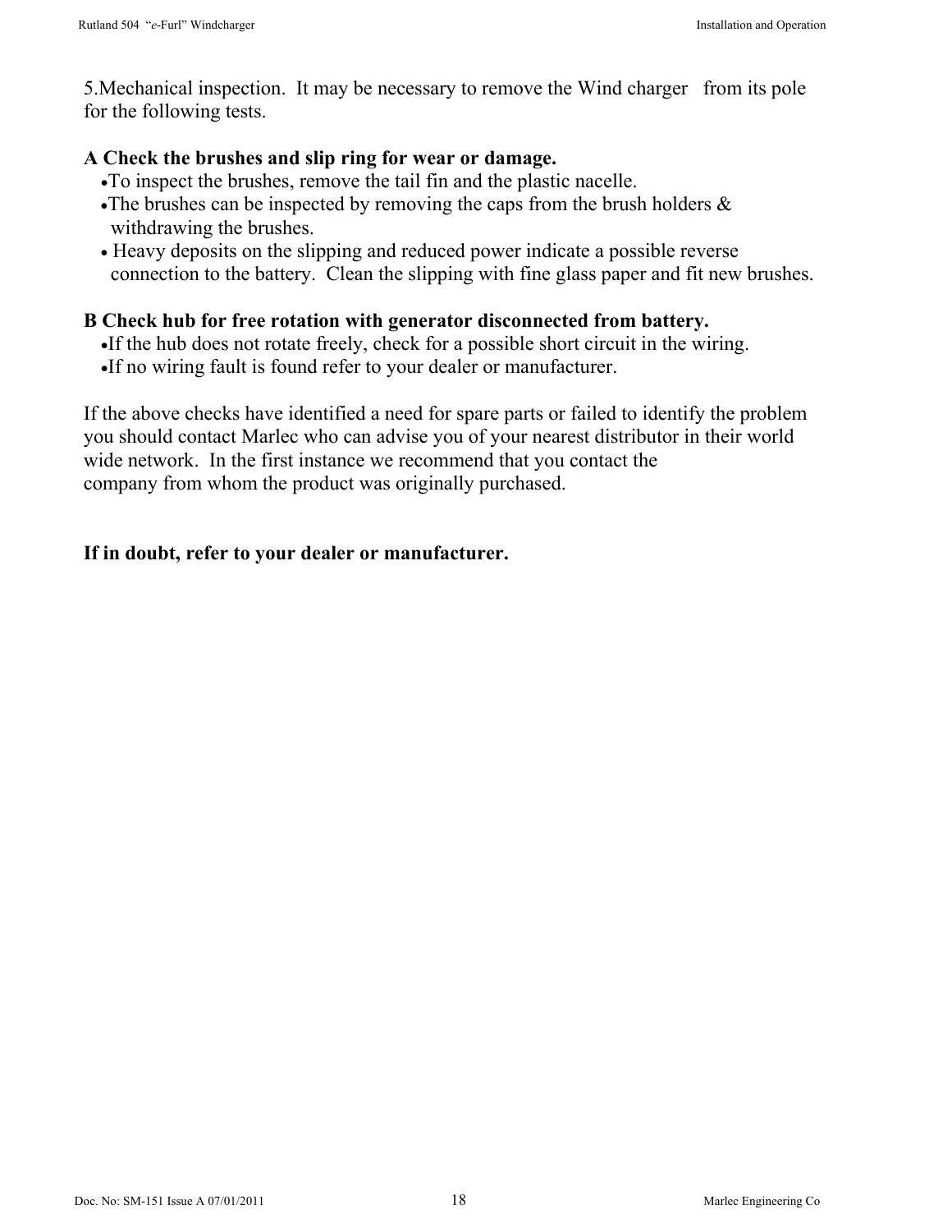5.Mechanical inspection.  It may be necessary to remove the Wind charger   from its pole for the following tests.

**A Check the brushes and slip ring for wear or damage.**

- To inspect the brushes, remove the tail fin and the plastic nacelle.
- The brushes can be inspected by removing the caps from the brush holders & withdrawing the brushes.
- Heavy deposits on the slipping and reduced power indicate a possible reverse connection to the battery.  Clean the slipping with fine glass paper and fit new brushes.

**B Check hub for free rotation with generator disconnected from battery.**

- If the hub does not rotate freely, check for a possible short circuit in the wiring.
- If no wiring fault is found refer to your dealer or manufacturer.

If the above checks have identified a need for spare parts or failed to identify the problem you should contact Marlec who can advise you of your nearest distributor in their world wide network.  In the first instance we recommend that you contact the company from whom the product was originally purchased.

**If in doubt, refer to your dealer or manufacturer.**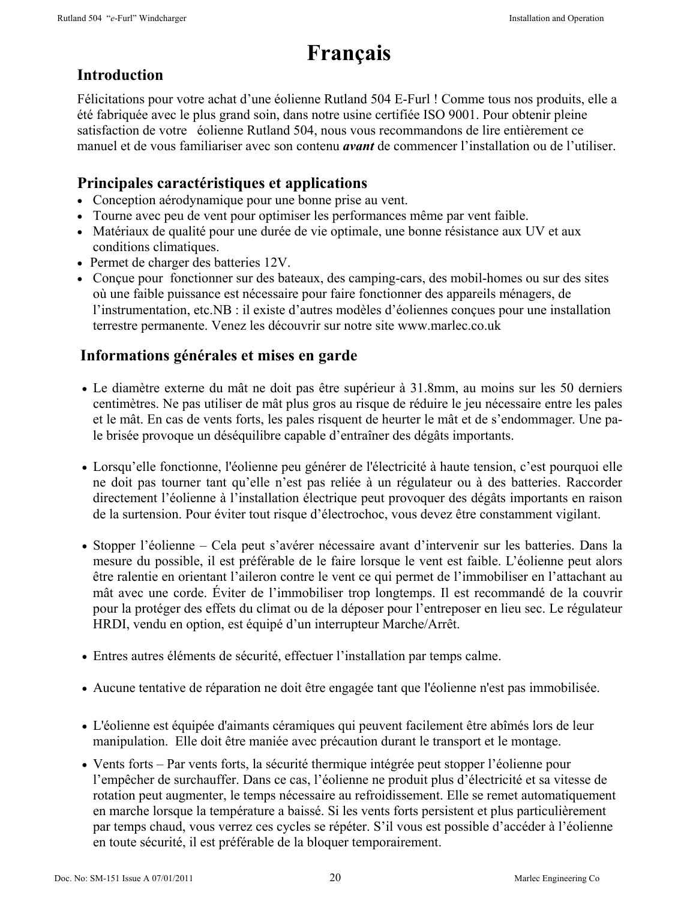# Français

## Introduction

Félicitations pour votre achat d'une éolienne Rutland 504 E-Furl ! Comme tous nos produits, elle a été fabriquée avec le plus grand soin, dans notre usine certifiée ISO 9001. Pour obtenir pleine satisfaction de votre éolienne Rutland 504, nous vous recommandons de lire entièrement ce manuel et de vous familiariser avec son contenu ***avant*** de commencer l'installation ou de l'utiliser.

## Principales caractéristiques et applications

- Conception aérodynamique pour une bonne prise au vent.
- Tourne avec peu de vent pour optimiser les performances même par vent faible.
- Matériaux de qualité pour une durée de vie optimale, une bonne résistance aux UV et aux conditions climatiques.
- Permet de charger des batteries 12V.
- Conçue pour fonctionner sur des bateaux, des camping-cars, des mobil-homes ou sur des sites où une faible puissance est nécessaire pour faire fonctionner des appareils ménagers, de l'instrumentation, etc.NB : il existe d'autres modèles d'éoliennes conçues pour une installation terrestre permanente. Venez les découvrir sur notre site www.marlec.co.uk

## Informations générales et mises en garde

- Le diamètre externe du mât ne doit pas être supérieur à 31.8mm, au moins sur les 50 derniers centimètres. Ne pas utiliser de mât plus gros au risque de réduire le jeu nécessaire entre les pales et le mât. En cas de vents forts, les pales risquent de heurter le mât et de s'endommager. Une pale brisée provoque un déséquilibre capable d'entraîner des dégâts importants.

- Lorsqu'elle fonctionne, l'éolienne peu générer de l'électricité à haute tension, c'est pourquoi elle ne doit pas tourner tant qu'elle n'est pas reliée à un régulateur ou à des batteries. Raccorder directement l'éolienne à l'installation électrique peut provoquer des dégâts importants en raison de la surtension. Pour éviter tout risque d'électrochoc, vous devez être constamment vigilant.

- Stopper l'éolienne – Cela peut s'avérer nécessaire avant d'intervenir sur les batteries. Dans la mesure du possible, il est préférable de le faire lorsque le vent est faible. L'éolienne peut alors être ralentie en orientant l'aileron contre le vent ce qui permet de l'immobiliser en l'attachant au mât avec une corde. Éviter de l'immobiliser trop longtemps. Il est recommandé de la couvrir pour la protéger des effets du climat ou de la déposer pour l'entreposer en lieu sec. Le régulateur HRDI, vendu en option, est équipé d'un interrupteur Marche/Arrêt.

- Entres autres éléments de sécurité, effectuer l'installation par temps calme.

- Aucune tentative de réparation ne doit être engagée tant que l'éolienne n'est pas immobilisée.

- L'éolienne est équipée d'aimants céramiques qui peuvent facilement être abîmés lors de leur manipulation. Elle doit être maniée avec précaution durant le transport et le montage.

- Vents forts – Par vents forts, la sécurité thermique intégrée peut stopper l'éolienne pour l'empêcher de surchauffer. Dans ce cas, l'éolienne ne produit plus d'électricité et sa vitesse de rotation peut augmenter, le temps nécessaire au refroidissement. Elle se remet automatiquement en marche lorsque la température a baissé. Si les vents forts persistent et plus particulièrement par temps chaud, vous verrez ces cycles se répéter. S'il vous est possible d'accéder à l'éolienne en toute sécurité, il est préférable de la bloquer temporairement.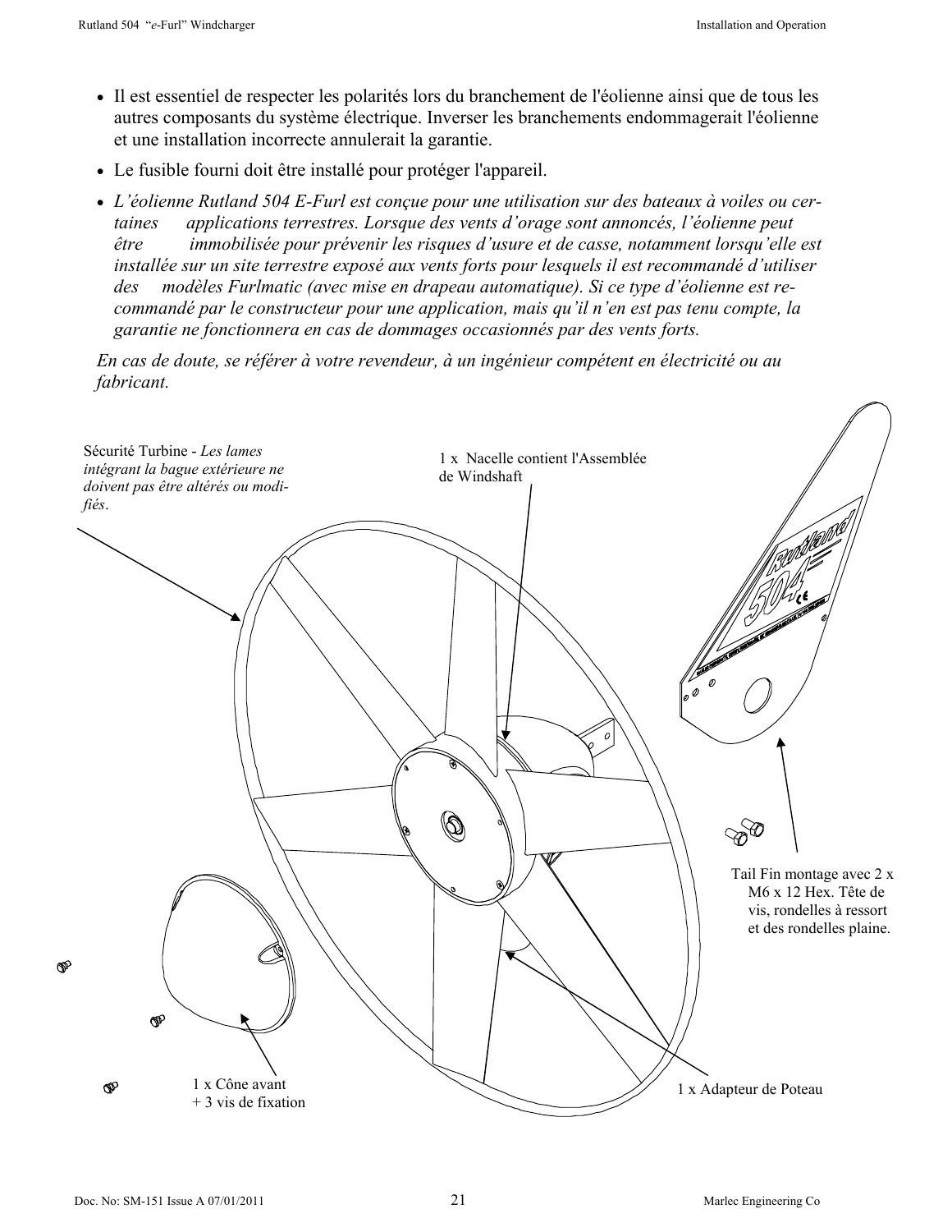- Il est essentiel de respecter les polarités lors du branchement de l'éolienne ainsi que de tous les autres composants du système électrique. Inverser les branchements endommagerait l'éolienne et une installation incorrecte annulerait la garantie.
- Le fusible fourni doit être installé pour protéger l'appareil.
- *L'éolienne Rutland 504 E-Furl est conçue pour une utilisation sur des bateaux à voiles ou certaines applications terrestres. Lorsque des vents d'orage sont annoncés, l'éolienne peut être immobilisée pour prévenir les risques d'usure et de casse, notamment lorsqu'elle est installée sur un site terrestre exposé aux vents forts pour lesquels il est recommandé d'utiliser des modèles Furlmatic (avec mise en drapeau automatique). Si ce type d'éolienne est recommandé par le constructeur pour une application, mais qu'il n'en est pas tenu compte, la garantie ne fonctionnera en cas de dommages occasionnés par des vents forts.*

*En cas de doute, se référer à votre revendeur, à un ingénieur compétent en électricité ou au fabricant.*

Sécurité Turbine - *Les lames intégrant la bague extérieure ne doivent pas être altérés ou modifiés*.

1 x Nacelle contient l'Assemblée de Windshaft

Tail Fin montage avec 2 x M6 x 12 Hex. Tête de vis, rondelles à ressort et des rondelles plaine.

1 x Cône avant + 3 vis de fixation

1 x Adapteur de Poteau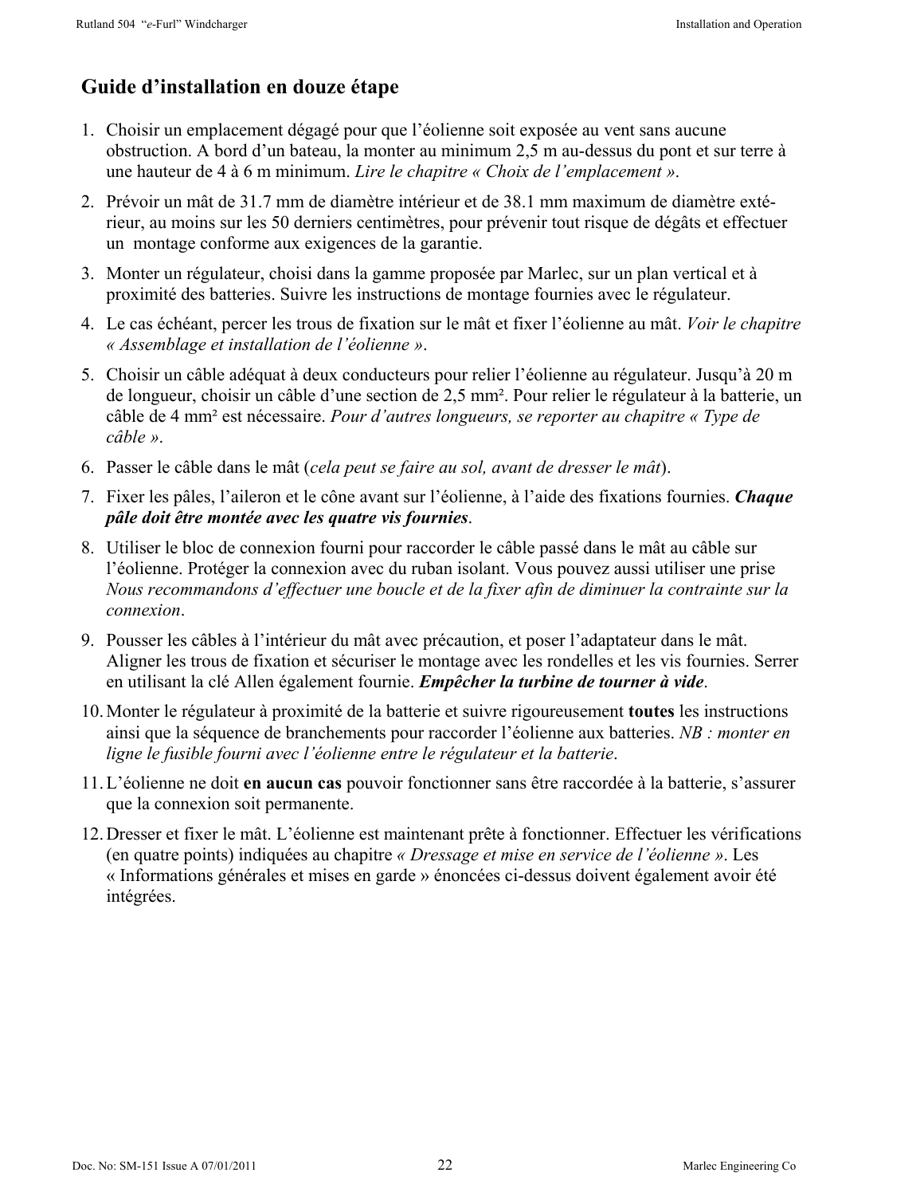## Guide d'installation en douze étape

1. Choisir un emplacement dégagé pour que l'éolienne soit exposée au vent sans aucune obstruction. A bord d'un bateau, la monter au minimum 2,5 m au-dessus du pont et sur terre à une hauteur de 4 à 6 m minimum. *Lire le chapitre « Choix de l'emplacement ».*
2. Prévoir un mât de 31.7 mm de diamètre intérieur et de 38.1 mm maximum de diamètre extérieur, au moins sur les 50 derniers centimètres, pour prévenir tout risque de dégâts et effectuer un montage conforme aux exigences de la garantie.
3. Monter un régulateur, choisi dans la gamme proposée par Marlec, sur un plan vertical et à proximité des batteries. Suivre les instructions de montage fournies avec le régulateur.
4. Le cas échéant, percer les trous de fixation sur le mât et fixer l'éolienne au mât. *Voir le chapitre « Assemblage et installation de l'éolienne ».*
5. Choisir un câble adéquat à deux conducteurs pour relier l'éolienne au régulateur. Jusqu'à 20 m de longueur, choisir un câble d'une section de 2,5 mm². Pour relier le régulateur à la batterie, un câble de 4 mm² est nécessaire. *Pour d'autres longueurs, se reporter au chapitre « Type de câble ».*
6. Passer le câble dans le mât (*cela peut se faire au sol, avant de dresser le mât*).
7. Fixer les pâles, l'aileron et le cône avant sur l'éolienne, à l'aide des fixations fournies. ***Chaque pâle doit être montée avec les quatre vis fournies***.
8. Utiliser le bloc de connexion fourni pour raccorder le câble passé dans le mât au câble sur l'éolienne. Protéger la connexion avec du ruban isolant. Vous pouvez aussi utiliser une prise *Nous recommandons d'effectuer une boucle et de la fixer afin de diminuer la contrainte sur la connexion*.
9. Pousser les câbles à l'intérieur du mât avec précaution, et poser l'adaptateur dans le mât. Aligner les trous de fixation et sécuriser le montage avec les rondelles et les vis fournies. Serrer en utilisant la clé Allen également fournie. ***Empêcher la turbine de tourner à vide***.
10. Monter le régulateur à proximité de la batterie et suivre rigoureusement **toutes** les instructions ainsi que la séquence de branchements pour raccorder l'éolienne aux batteries. *NB : monter en ligne le fusible fourni avec l'éolienne entre le régulateur et la batterie*.
11. L'éolienne ne doit **en aucun cas** pouvoir fonctionner sans être raccordée à la batterie, s'assurer que la connexion soit permanente.
12. Dresser et fixer le mât. L'éolienne est maintenant prête à fonctionner. Effectuer les vérifications (en quatre points) indiquées au chapitre *« Dressage et mise en service de l'éolienne »*. Les « Informations générales et mises en garde » énoncées ci-dessus doivent également avoir été intégrées.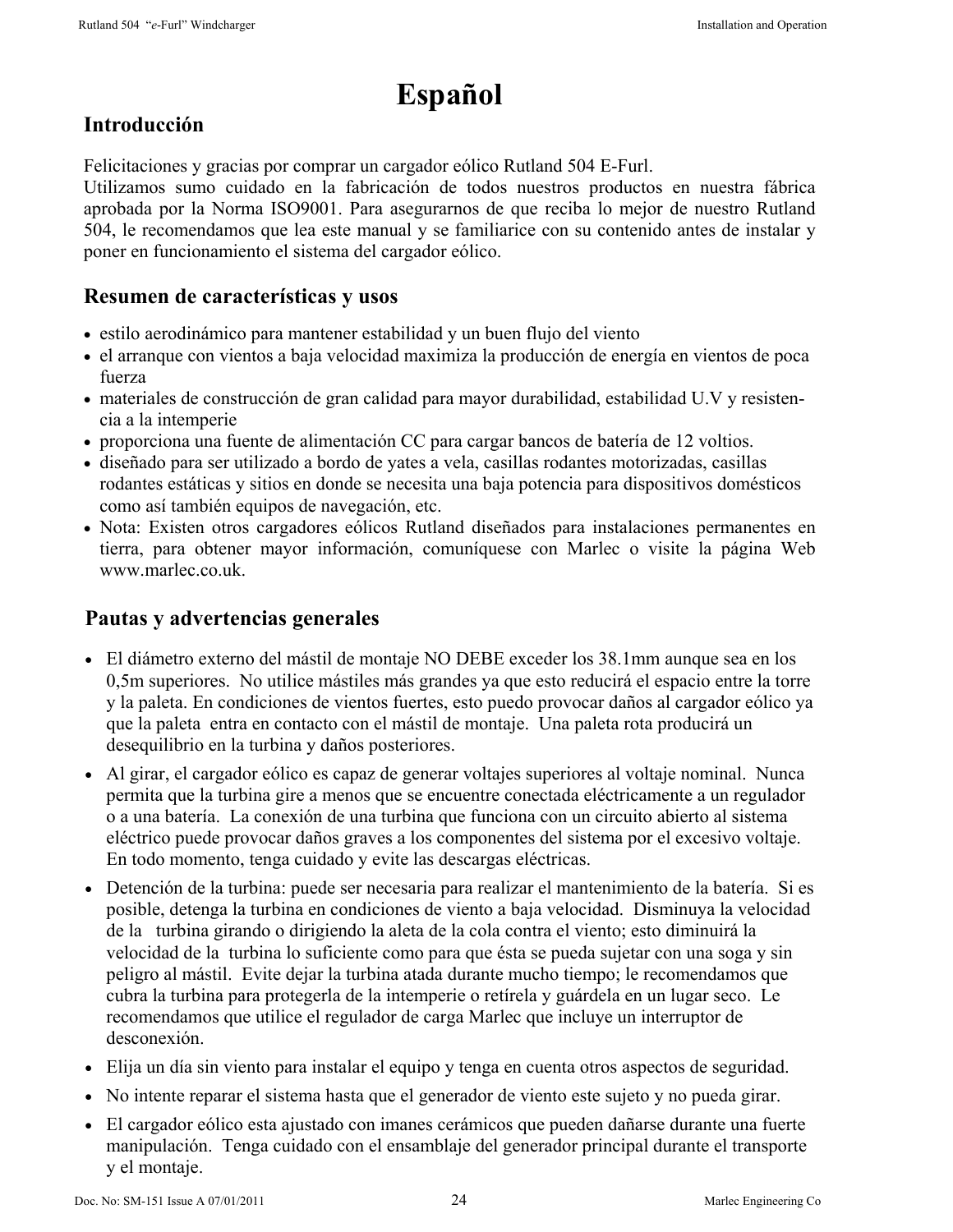# Español

## Introducción

Felicitaciones y gracias por comprar un cargador eólico Rutland 504 E-Furl.
Utilizamos sumo cuidado en la fabricación de todos nuestros productos en nuestra fábrica aprobada por la Norma ISO9001. Para asegurarnos de que reciba lo mejor de nuestro Rutland 504, le recomendamos que lea este manual y se familiarice con su contenido antes de instalar y poner en funcionamiento el sistema del cargador eólico.

## Resumen de características y usos

- estilo aerodinámico para mantener estabilidad y un buen flujo del viento
- el arranque con vientos a baja velocidad maximiza la producción de energía en vientos de poca fuerza
- materiales de construcción de gran calidad para mayor durabilidad, estabilidad U.V y resistencia a la intemperie
- proporciona una fuente de alimentación CC para cargar bancos de batería de 12 voltios.
- diseñado para ser utilizado a bordo de yates a vela, casillas rodantes motorizadas, casillas rodantes estáticas y sitios en donde se necesita una baja potencia para dispositivos domésticos como así también equipos de navegación, etc.
- Nota: Existen otros cargadores eólicos Rutland diseñados para instalaciones permanentes en tierra, para obtener mayor información, comuníquese con Marlec o visite la página Web www.marlec.co.uk.

## Pautas y advertencias generales

- El diámetro externo del mástil de montaje NO DEBE exceder los 38.1mm aunque sea en los 0,5m superiores. No utilice mástiles más grandes ya que esto reducirá el espacio entre la torre y la paleta. En condiciones de vientos fuertes, esto puedo provocar daños al cargador eólico ya que la paleta entra en contacto con el mástil de montaje. Una paleta rota producirá un desequilibrio en la turbina y daños posteriores.
- Al girar, el cargador eólico es capaz de generar voltajes superiores al voltaje nominal. Nunca permita que la turbina gire a menos que se encuentre conectada eléctricamente a un regulador o a una batería. La conexión de una turbina que funciona con un circuito abierto al sistema eléctrico puede provocar daños graves a los componentes del sistema por el excesivo voltaje. En todo momento, tenga cuidado y evite las descargas eléctricas.
- Detención de la turbina: puede ser necesaria para realizar el mantenimiento de la batería. Si es posible, detenga la turbina en condiciones de viento a baja velocidad. Disminuya la velocidad de la turbina girando o dirigiendo la aleta de la cola contra el viento; esto diminuirá la velocidad de la turbina lo suficiente como para que ésta se pueda sujetar con una soga y sin peligro al mástil. Evite dejar la turbina atada durante mucho tiempo; le recomendamos que cubra la turbina para protegerla de la intemperie o retírela y guárdela en un lugar seco. Le recomendamos que utilice el regulador de carga Marlec que incluye un interruptor de desconexión.
- Elija un día sin viento para instalar el equipo y tenga en cuenta otros aspectos de seguridad.
- No intente reparar el sistema hasta que el generador de viento este sujeto y no pueda girar.
- El cargador eólico esta ajustado con imanes cerámicos que pueden dañarse durante una fuerte manipulación. Tenga cuidado con el ensamblaje del generador principal durante el transporte y el montaje.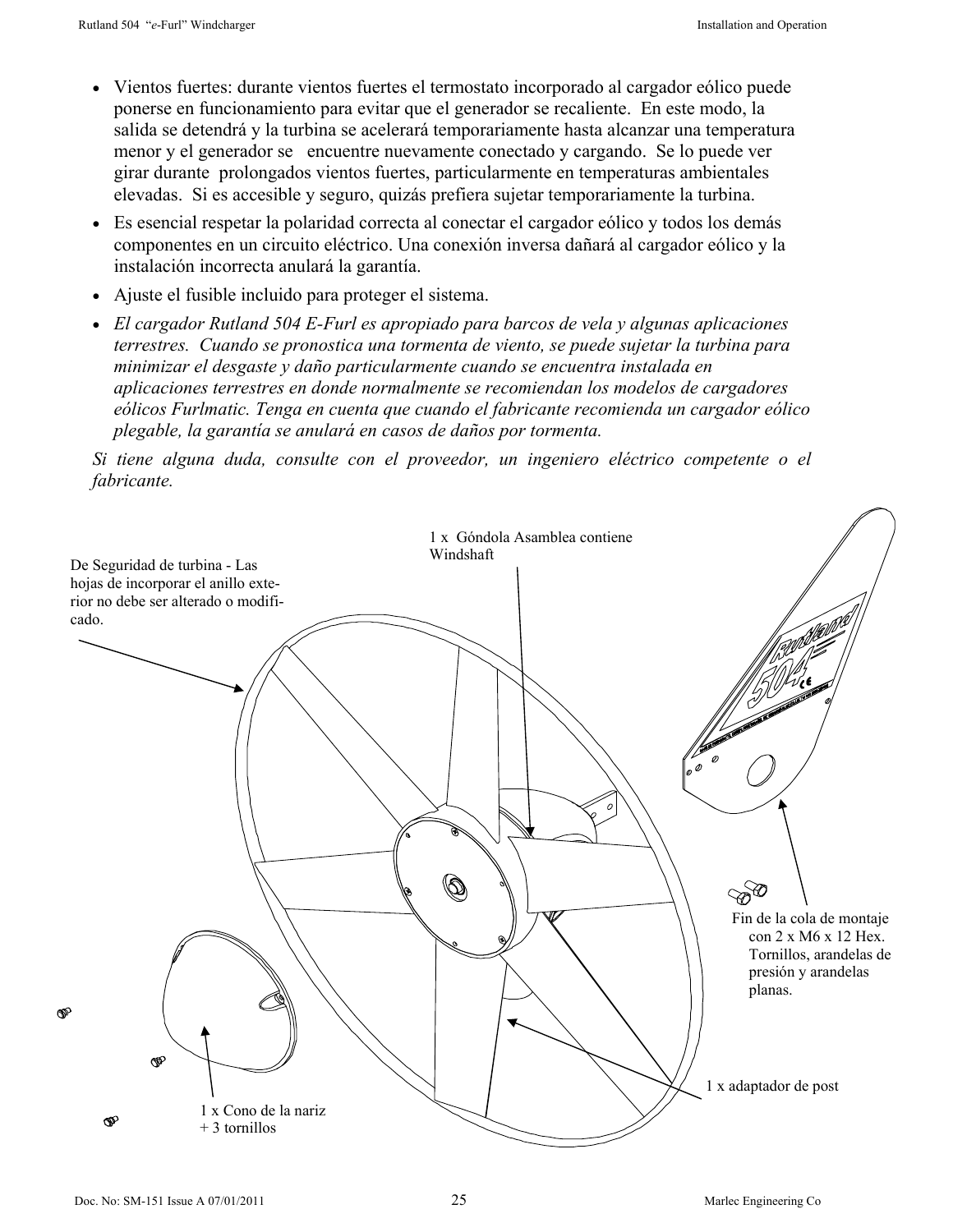- Vientos fuertes: durante vientos fuertes el termostato incorporado al cargador eólico puede ponerse en funcionamiento para evitar que el generador se recaliente. En este modo, la salida se detendrá y la turbina se acelerará temporariamente hasta alcanzar una temperatura menor y el generador se encuentre nuevamente conectado y cargando. Se lo puede ver girar durante prolongados vientos fuertes, particularmente en temperaturas ambientales elevadas. Si es accesible y seguro, quizás prefiera sujetar temporariamente la turbina.
- Es esencial respetar la polaridad correcta al conectar el cargador eólico y todos los demás componentes en un circuito eléctrico. Una conexión inversa dañará al cargador eólico y la instalación incorrecta anulará la garantía.
- Ajuste el fusible incluido para proteger el sistema.
- *El cargador Rutland 504 E-Furl es apropiado para barcos de vela y algunas aplicaciones terrestres. Cuando se pronostica una tormenta de viento, se puede sujetar la turbina para minimizar el desgaste y daño particularmente cuando se encuentra instalada en aplicaciones terrestres en donde normalmente se recomiendan los modelos de cargadores eólicos Furlmatic. Tenga en cuenta que cuando el fabricante recomienda un cargador eólico plegable, la garantía se anulará en casos de daños por tormenta.*

*Si tiene alguna duda, consulte con el proveedor, un ingeniero eléctrico competente o el fabricante.*

De Seguridad de turbina - Las hojas de incorporar el anillo exterior no debe ser alterado o modificado.

1 x Góndola Asamblea contiene Windshaft

Fin de la cola de montaje con 2 x M6 x 12 Hex. Tornillos, arandelas de presión y arandelas planas.

1 x adaptador de post

1 x Cono de la nariz + 3 tornillos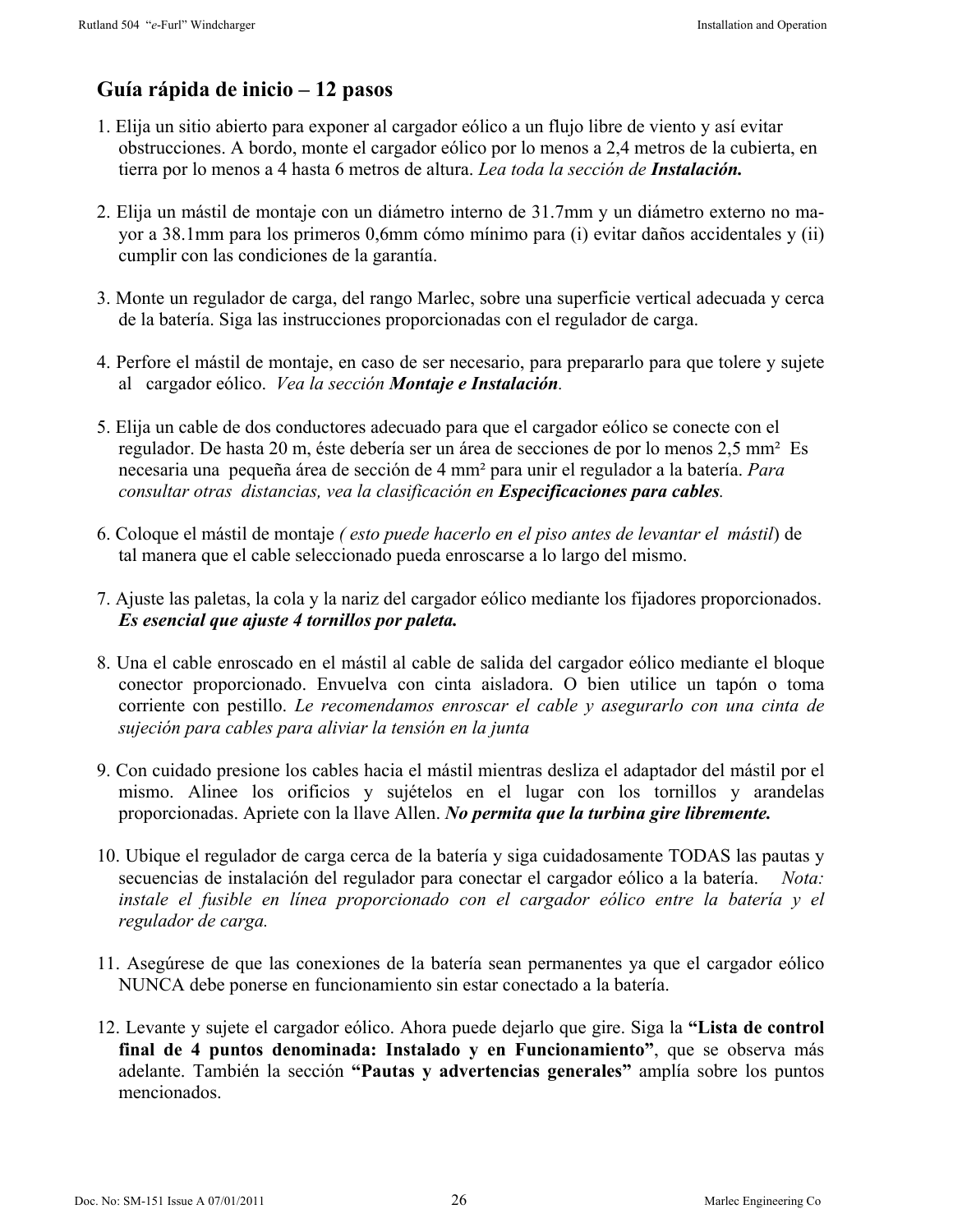## Guía rápida de inicio – 12 pasos

1. Elija un sitio abierto para exponer al cargador eólico a un flujo libre de viento y así evitar obstrucciones. A bordo, monte el cargador eólico por lo menos a 2,4 metros de la cubierta, en tierra por lo menos a 4 hasta 6 metros de altura. *Lea toda la sección de* ***Instalación.***

2. Elija un mástil de montaje con un diámetro interno de 31.7mm y un diámetro externo no mayor a 38.1mm para los primeros 0,6mm cómo mínimo para (i) evitar daños accidentales y (ii) cumplir con las condiciones de la garantía.

3. Monte un regulador de carga, del rango Marlec, sobre una superficie vertical adecuada y cerca de la batería. Siga las instrucciones proporcionadas con el regulador de carga.

4. Perfore el mástil de montaje, en caso de ser necesario, para prepararlo para que tolere y sujete al cargador eólico. *Vea la sección* ***Montaje e Instalación****.*

5. Elija un cable de dos conductores adecuado para que el cargador eólico se conecte con el regulador. De hasta 20 m, éste debería ser un área de secciones de por lo menos 2,5 mm² Es necesaria una pequeña área de sección de 4 mm² para unir el regulador a la batería. *Para consultar otras distancias, vea la clasificación en* ***Especificaciones para cables****.*

6. Coloque el mástil de montaje *( esto puede hacerlo en el piso antes de levantar el mástil*) de tal manera que el cable seleccionado pueda enroscarse a lo largo del mismo.

7. Ajuste las paletas, la cola y la nariz del cargador eólico mediante los fijadores proporcionados. ***Es esencial que ajuste 4 tornillos por paleta.***

8. Una el cable enroscado en el mástil al cable de salida del cargador eólico mediante el bloque conector proporcionado. Envuelva con cinta aisladora. O bien utilice un tapón o toma corriente con pestillo. *Le recomendamos enroscar el cable y asegurarlo con una cinta de sujeción para cables para aliviar la tensión en la junta*

9. Con cuidado presione los cables hacia el mástil mientras desliza el adaptador del mástil por el mismo. Alinee los orificios y sujételos en el lugar con los tornillos y arandelas proporcionadas. Apriete con la llave Allen. ***No permita que la turbina gire libremente.***

10. Ubique el regulador de carga cerca de la batería y siga cuidadosamente TODAS las pautas y secuencias de instalación del regulador para conectar el cargador eólico a la batería. *Nota: instale el fusible en línea proporcionado con el cargador eólico entre la batería y el regulador de carga.*

11. Asegúrese de que las conexiones de la batería sean permanentes ya que el cargador eólico NUNCA debe ponerse en funcionamiento sin estar conectado a la batería.

12. Levante y sujete el cargador eólico. Ahora puede dejarlo que gire. Siga la **"Lista de control final de 4 puntos denominada: Instalado y en Funcionamiento"**, que se observa más adelante. También la sección **"Pautas y advertencias generales"** amplía sobre los puntos mencionados.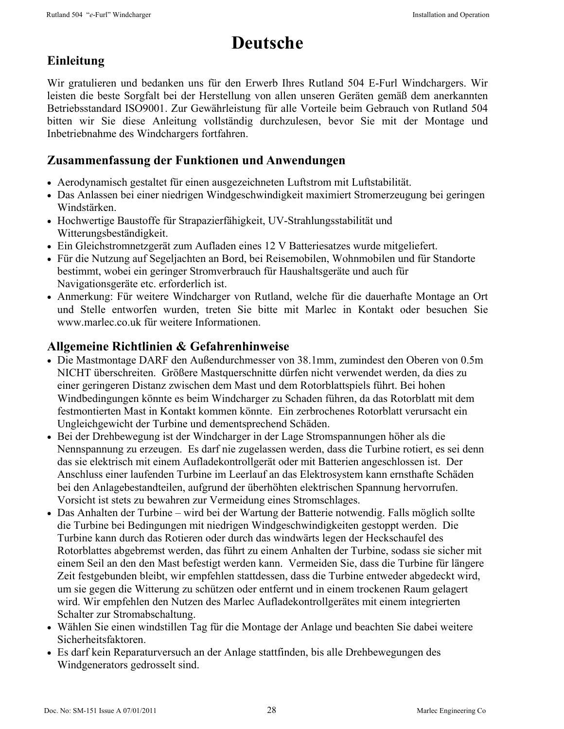# Deutsche

## Einleitung

Wir gratulieren und bedanken uns für den Erwerb Ihres Rutland 504 E-Furl Windchargers. Wir leisten die beste Sorgfalt bei der Herstellung von allen unseren Geräten gemäß dem anerkannten Betriebsstandard ISO9001. Zur Gewährleistung für alle Vorteile beim Gebrauch von Rutland 504 bitten wir Sie diese Anleitung vollständig durchzulesen, bevor Sie mit der Montage und Inbetriebnahme des Windchargers fortfahren.

## Zusammenfassung der Funktionen und Anwendungen

- Aerodynamisch gestaltet für einen ausgezeichneten Luftstrom mit Luftstabilität.
- Das Anlassen bei einer niedrigen Windgeschwindigkeit maximiert Stromerzeugung bei geringen Windstärken.
- Hochwertige Baustoffe für Strapazierfähigkeit, UV-Strahlungsstabilität und Witterungsbeständigkeit.
- Ein Gleichstromnetzgerät zum Aufladen eines 12 V Batteriesatzes wurde mitgeliefert.
- Für die Nutzung auf Segeljachten an Bord, bei Reisemobilen, Wohnmobilen und für Standorte bestimmt, wobei ein geringer Stromverbrauch für Haushaltsgeräte und auch für Navigationsgeräte etc. erforderlich ist.
- Anmerkung: Für weitere Windcharger von Rutland, welche für die dauerhafte Montage an Ort und Stelle entworfen wurden, treten Sie bitte mit Marlec in Kontakt oder besuchen Sie www.marlec.co.uk für weitere Informationen.

## Allgemeine Richtlinien & Gefahrenhinweise

- Die Mastmontage DARF den Außendurchmesser von 38.1mm, zumindest den Oberen von 0.5m NICHT überschreiten. Größere Mastquerschnitte dürfen nicht verwendet werden, da dies zu einer geringeren Distanz zwischen dem Mast und dem Rotorblattspiels führt. Bei hohen Windbedingungen könnte es beim Windcharger zu Schaden führen, da das Rotorblatt mit dem festmontierten Mast in Kontakt kommen könnte. Ein zerbrochenes Rotorblatt verursacht ein Ungleichgewicht der Turbine und dementsprechend Schäden.
- Bei der Drehbewegung ist der Windcharger in der Lage Stromspannungen höher als die Nennspannung zu erzeugen. Es darf nie zugelassen werden, dass die Turbine rotiert, es sei denn das sie elektrisch mit einem Aufladekontrollgerät oder mit Batterien angeschlossen ist. Der Anschluss einer laufenden Turbine im Leerlauf an das Elektrosystem kann ernsthafte Schäden bei den Anlagebestandteilen, aufgrund der überhöhten elektrischen Spannung hervorrufen. Vorsicht ist stets zu bewahren zur Vermeidung eines Stromschlages.
- Das Anhalten der Turbine – wird bei der Wartung der Batterie notwendig. Falls möglich sollte die Turbine bei Bedingungen mit niedrigen Windgeschwindigkeiten gestoppt werden. Die Turbine kann durch das Rotieren oder durch das windwärts legen der Heckschaufel des Rotorblattes abgebremst werden, das führt zu einem Anhalten der Turbine, sodass sie sicher mit einem Seil an den den Mast befestigt werden kann. Vermeiden Sie, dass die Turbine für längere Zeit festgebunden bleibt, wir empfehlen stattdessen, dass die Turbine entweder abgedeckt wird, um sie gegen die Witterung zu schützen oder entfernt und in einem trockenen Raum gelagert wird. Wir empfehlen den Nutzen des Marlec Aufladekontrollgerätes mit einem integrierten Schalter zur Stromabschaltung.
- Wählen Sie einen windstillen Tag für die Montage der Anlage und beachten Sie dabei weitere Sicherheitsfaktoren.
- Es darf kein Reparaturversuch an der Anlage stattfinden, bis alle Drehbewegungen des Windgenerators gedrosselt sind.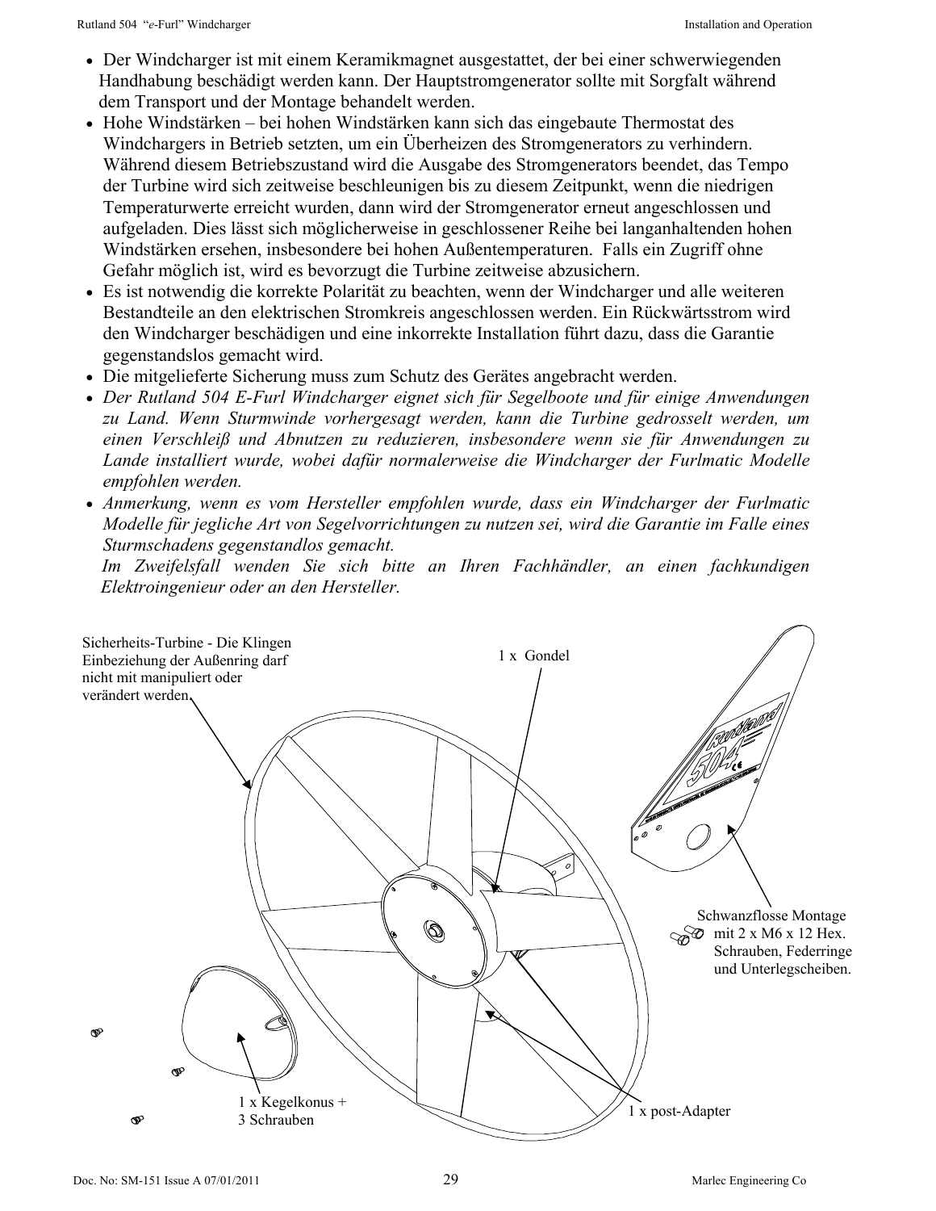- Der Windcharger ist mit einem Keramikmagnet ausgestattet, der bei einer schwerwiegenden Handhabung beschädigt werden kann. Der Hauptstromgenerator sollte mit Sorgfalt während dem Transport und der Montage behandelt werden.
- Hohe Windstärken – bei hohen Windstärken kann sich das eingebaute Thermostat des Windchargers in Betrieb setzten, um ein Überheizen des Stromgenerators zu verhindern. Während diesem Betriebszustand wird die Ausgabe des Stromgenerators beendet, das Tempo der Turbine wird sich zeitweise beschleunigen bis zu diesem Zeitpunkt, wenn die niedrigen Temperaturwerte erreicht wurden, dann wird der Stromgenerator erneut angeschlossen und aufgeladen. Dies lässt sich möglicherweise in geschlossener Reihe bei langanhaltenden hohen Windstärken ersehen, insbesondere bei hohen Außentemperaturen. Falls ein Zugriff ohne Gefahr möglich ist, wird es bevorzugt die Turbine zeitweise abzusichern.
- Es ist notwendig die korrekte Polarität zu beachten, wenn der Windcharger und alle weiteren Bestandteile an den elektrischen Stromkreis angeschlossen werden. Ein Rückwärtsstrom wird den Windcharger beschädigen und eine inkorrekte Installation führt dazu, dass die Garantie gegenstandslos gemacht wird.
- Die mitgelieferte Sicherung muss zum Schutz des Gerätes angebracht werden.
- *Der Rutland 504 E-Furl Windcharger eignet sich für Segelboote und für einige Anwendungen zu Land. Wenn Sturmwinde vorhergesagt werden, kann die Turbine gedrosselt werden, um einen Verschleiß und Abnutzen zu reduzieren, insbesondere wenn sie für Anwendungen zu Lande installiert wurde, wobei dafür normalerweise die Windcharger der Furlmatic Modelle empfohlen werden.*
- *Anmerkung, wenn es vom Hersteller empfohlen wurde, dass ein Windcharger der Furlmatic Modelle für jegliche Art von Segelvorrichtungen zu nutzen sei, wird die Garantie im Falle eines Sturmschadens gegenstandslos gemacht.*
  *Im Zweifelsfall wenden Sie sich bitte an Ihren Fachhändler, an einen fachkundigen Elektroingenieur oder an den Hersteller.*

Sicherheits-Turbine - Die Klingen Einbeziehung der Außenring darf nicht mit manipuliert oder verändert werden.

1 x Gondel

Schwanzflosse Montage mit 2 x M6 x 12 Hex. Schrauben, Federringe und Unterlegscheiben.

1 x Kegelkonus + 3 Schrauben

1 x post-Adapter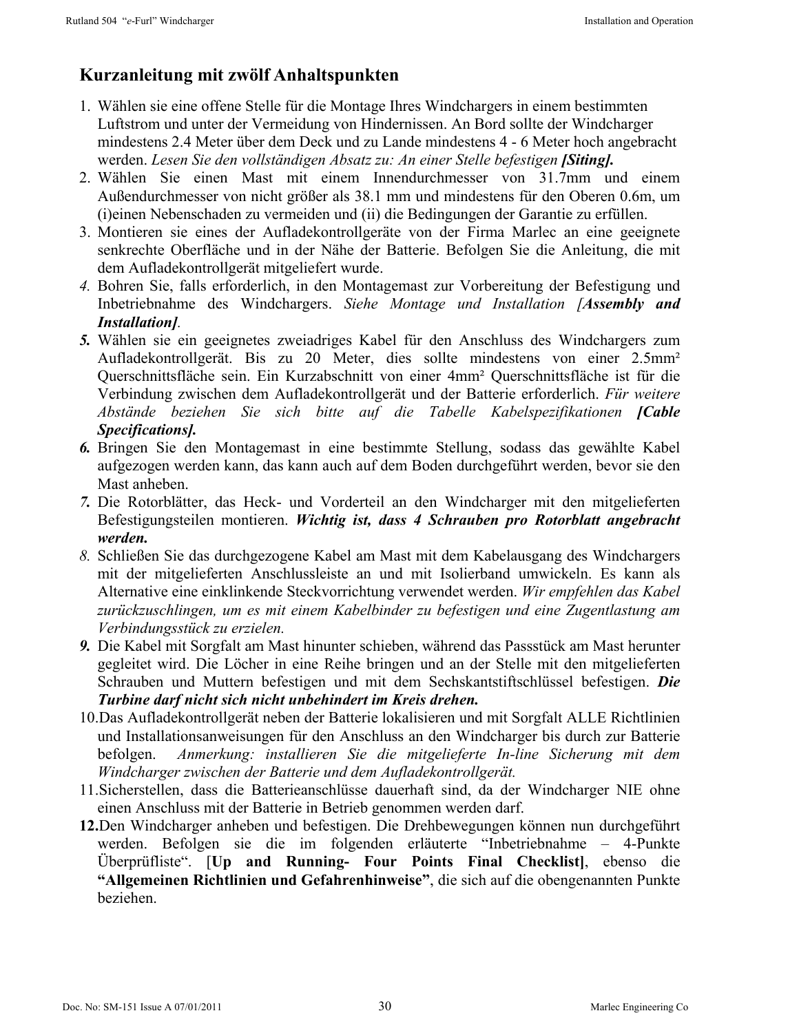## Kurzanleitung mit zwölf Anhaltspunkten

1. Wählen sie eine offene Stelle für die Montage Ihres Windchargers in einem bestimmten Luftstrom und unter der Vermeidung von Hindernissen. An Bord sollte der Windcharger mindestens 2.4 Meter über dem Deck und zu Lande mindestens 4 - 6 Meter hoch angebracht werden. *Lesen Sie den vollständigen Absatz zu: An einer Stelle befestigen **[Siting].***
2. Wählen Sie einen Mast mit einem Innendurchmesser von 31.7mm und einem Außendurchmesser von nicht größer als 38.1 mm und mindestens für den Oberen 0.6m, um (i)einen Nebenschaden zu vermeiden und (ii) die Bedingungen der Garantie zu erfüllen.
3. Montieren sie eines der Aufladekontrollgeräte von der Firma Marlec an eine geeignete senkrechte Oberfläche und in der Nähe der Batterie. Befolgen Sie die Anleitung, die mit dem Aufladekontrollgerät mitgeliefert wurde.
4. Bohren Sie, falls erforderlich, in den Montagemast zur Vorbereitung der Befestigung und Inbetriebnahme des Windchargers. *Siehe Montage und Installation [**Assembly and Installation]**.*
5. Wählen sie ein geeignetes zweiadriges Kabel für den Anschluss des Windchargers zum Aufladekontrollgerät. Bis zu 20 Meter, dies sollte mindestens von einer 2.5mm² Querschnittsfläche sein. Ein Kurzabschnitt von einer 4mm² Querschnittsfläche ist für die Verbindung zwischen dem Aufladekontrollgerät und der Batterie erforderlich. *Für weitere Abstände beziehen Sie sich bitte auf die Tabelle Kabelspezifikationen **[Cable Specifications].***
6. Bringen Sie den Montagemast in eine bestimmte Stellung, sodass das gewählte Kabel aufgezogen werden kann, das kann auch auf dem Boden durchgeführt werden, bevor sie den Mast anheben.
7. Die Rotorblätter, das Heck- und Vorderteil an den Windcharger mit den mitgelieferten Befestigungsteilen montieren. ***Wichtig ist, dass 4 Schrauben pro Rotorblatt angebracht werden.***
8. Schließen Sie das durchgezogene Kabel am Mast mit dem Kabelausgang des Windchargers mit der mitgelieferten Anschlussleiste an und mit Isolierband umwickeln. Es kann als Alternative eine einklinkende Steckvorrichtung verwendet werden. *Wir empfehlen das Kabel zurückzuschlingen, um es mit einem Kabelbinder zu befestigen und eine Zugentlastung am Verbindungsstück zu erzielen.*
9. Die Kabel mit Sorgfalt am Mast hinunter schieben, während das Passstück am Mast herunter gegleitet wird. Die Löcher in eine Reihe bringen und an der Stelle mit den mitgelieferten Schrauben und Muttern befestigen und mit dem Sechskantstiftschlüssel befestigen. ***Die Turbine darf nicht sich nicht unbehindert im Kreis drehen.***
10. Das Aufladekontrollgerät neben der Batterie lokalisieren und mit Sorgfalt ALLE Richtlinien und Installationsanweisungen für den Anschluss an den Windcharger bis durch zur Batterie befolgen. *Anmerkung: installieren Sie die mitgelieferte In-line Sicherung mit dem Windcharger zwischen der Batterie und dem Aufladekontrollgerät.*
11. Sicherstellen, dass die Batterieanschlüsse dauerhaft sind, da der Windcharger NIE ohne einen Anschluss mit der Batterie in Betrieb genommen werden darf.
12. Den Windcharger anheben und befestigen. Die Drehbewegungen können nun durchgeführt werden. Befolgen sie die im folgenden erläuterte "Inbetriebnahme – 4-Punkte Überprüfliste". [**Up and Running- Four Points Final Checklist]**, ebenso die **"Allgemeinen Richtlinien und Gefahrenhinweise"**, die sich auf die obengenannten Punkte beziehen.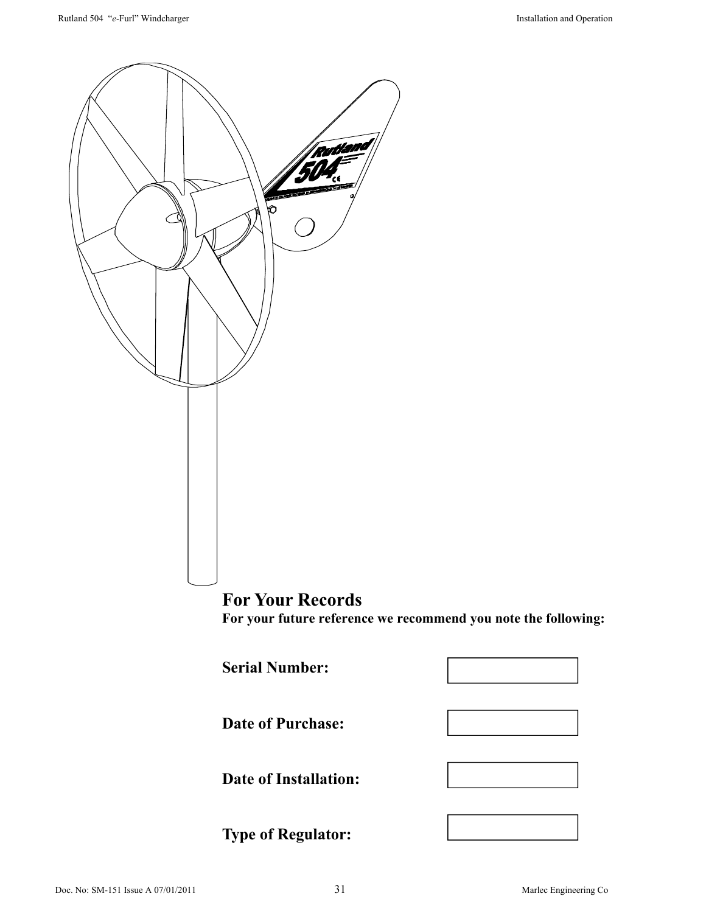## For Your Records

**For your future reference we recommend you note the following:**

| | |
|---|---|
| **Serial Number:** | |
| **Date of Purchase:** | |
| **Date of Installation:** | |
| **Type of Regulator:** | |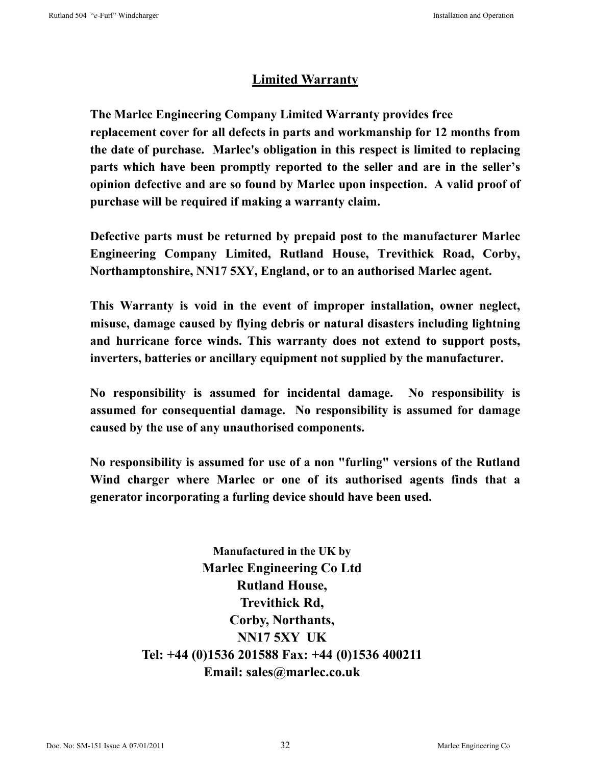## Limited Warranty

**The Marlec Engineering Company Limited Warranty provides free replacement cover for all defects in parts and workmanship for 12 months from the date of purchase. Marlec's obligation in this respect is limited to replacing parts which have been promptly reported to the seller and are in the seller's opinion defective and are so found by Marlec upon inspection. A valid proof of purchase will be required if making a warranty claim.**

**Defective parts must be returned by prepaid post to the manufacturer Marlec Engineering Company Limited, Rutland House, Trevithick Road, Corby, Northamptonshire, NN17 5XY, England, or to an authorised Marlec agent.**

**This Warranty is void in the event of improper installation, owner neglect, misuse, damage caused by flying debris or natural disasters including lightning and hurricane force winds. This warranty does not extend to support posts, inverters, batteries or ancillary equipment not supplied by the manufacturer.**

**No responsibility is assumed for incidental damage. No responsibility is assumed for consequential damage. No responsibility is assumed for damage caused by the use of any unauthorised components.**

**No responsibility is assumed for use of a non "furling" versions of the Rutland Wind charger where Marlec or one of its authorised agents finds that a generator incorporating a furling device should have been used.**

**Manufactured in the UK by**

**Marlec Engineering Co Ltd**
**Rutland House,**
**Trevithick Rd,**
**Corby, Northants,**
**NN17 5XY UK**
**Tel: +44 (0)1536 201588 Fax: +44 (0)1536 400211**
**Email: sales@marlec.co.uk**